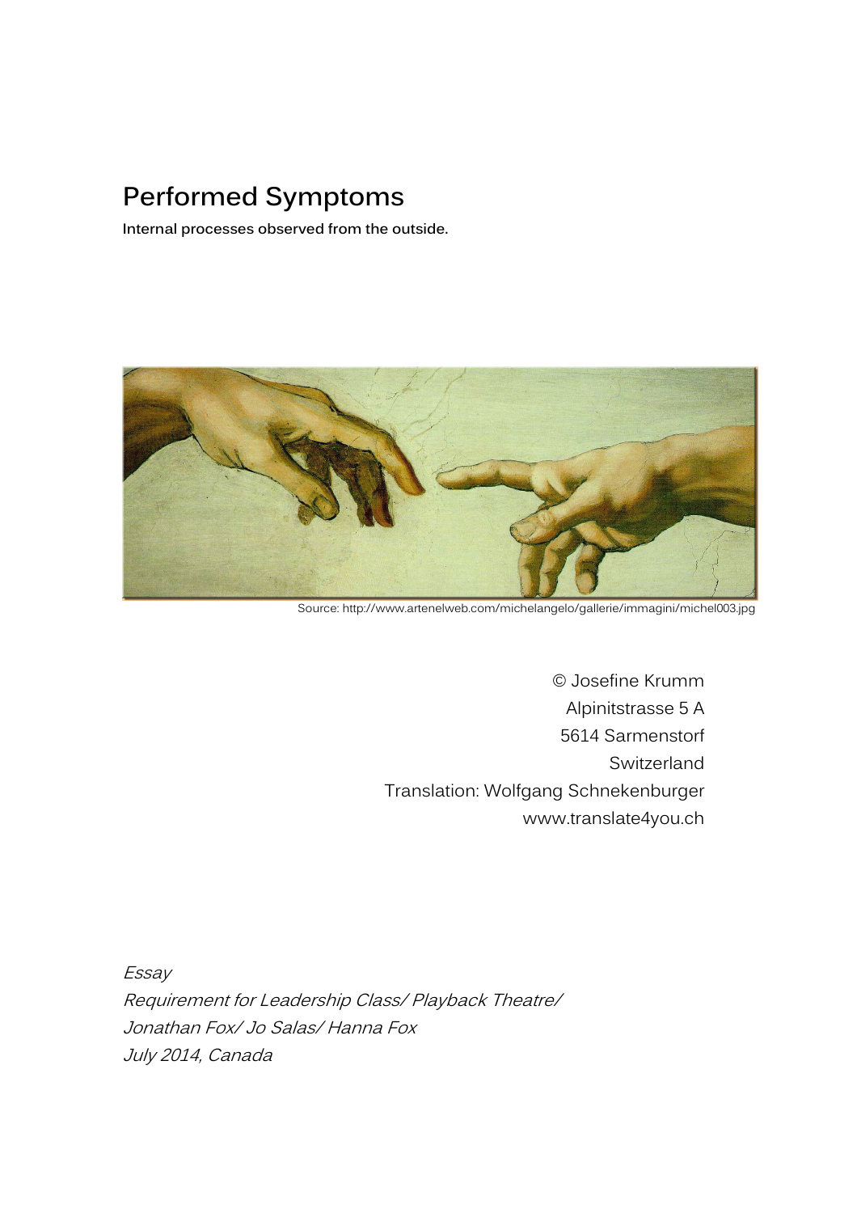# Performed Symptoms

**Internal processes observed from the outside.**

Source: http://www.artenelweb.com/michelangelo/gallerie/immagini/michel003.jpg

© Josefine Krumm
Alpinitstrasse 5 A
5614 Sarmenstorf
Switzerland
Translation: Wolfgang Schnekenburger
www.translate4you.ch

*Essay*
*Requirement for Leadership Class/ Playback Theatre/*
*Jonathan Fox/ Jo Salas/ Hanna Fox*
*July 2014, Canada*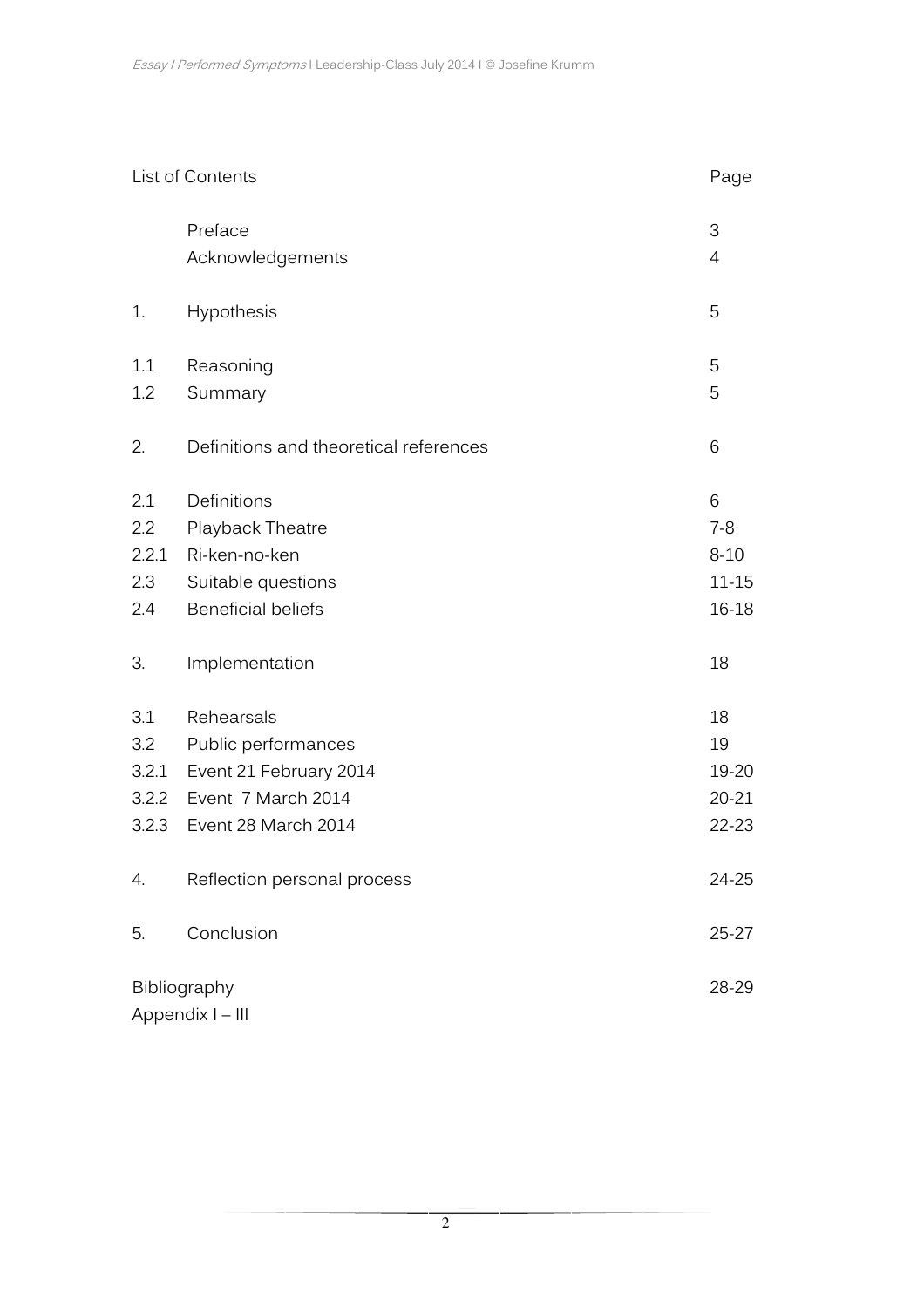| List of Contents | | Page |
|---|---|---|
| | Preface | 3 |
| | Acknowledgements | 4 |
| 1. | Hypothesis | 5 |
| 1.1 | Reasoning | 5 |
| 1.2 | Summary | 5 |
| 2. | Definitions and theoretical references | 6 |
| 2.1 | Definitions | 6 |
| 2.2 | Playback Theatre | 7-8 |
| 2.2.1 | Ri-ken-no-ken | 8-10 |
| 2.3 | Suitable questions | 11-15 |
| 2.4 | Beneficial beliefs | 16-18 |
| 3. | Implementation | 18 |
| 3.1 | Rehearsals | 18 |
| 3.2 | Public performances | 19 |
| 3.2.1 | Event 21 February 2014 | 19-20 |
| 3.2.2 | Event 7 March 2014 | 20-21 |
| 3.2.3 | Event 28 March 2014 | 22-23 |
| 4. | Reflection personal process | 24-25 |
| 5. | Conclusion | 25-27 |
| Bibliography | | 28-29 |
| Appendix I – III | | |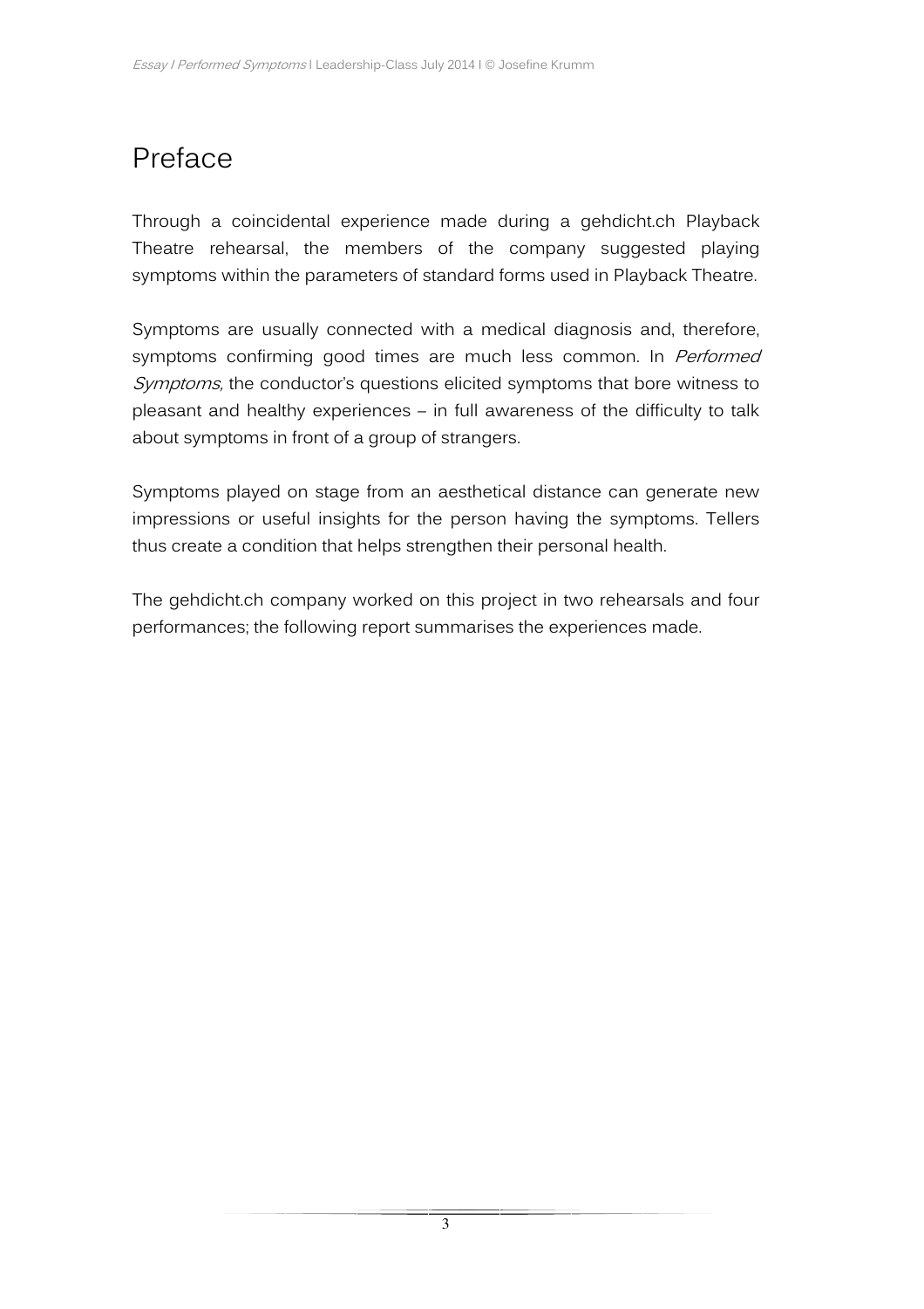# Preface

Through a coincidental experience made during a gehdicht.ch Playback Theatre rehearsal, the members of the company suggested playing symptoms within the parameters of standard forms used in Playback Theatre.

Symptoms are usually connected with a medical diagnosis and, therefore, symptoms confirming good times are much less common. In *Performed Symptoms,* the conductor's questions elicited symptoms that bore witness to pleasant and healthy experiences – in full awareness of the difficulty to talk about symptoms in front of a group of strangers.

Symptoms played on stage from an aesthetical distance can generate new impressions or useful insights for the person having the symptoms. Tellers thus create a condition that helps strengthen their personal health.

The gehdicht.ch company worked on this project in two rehearsals and four performances; the following report summarises the experiences made.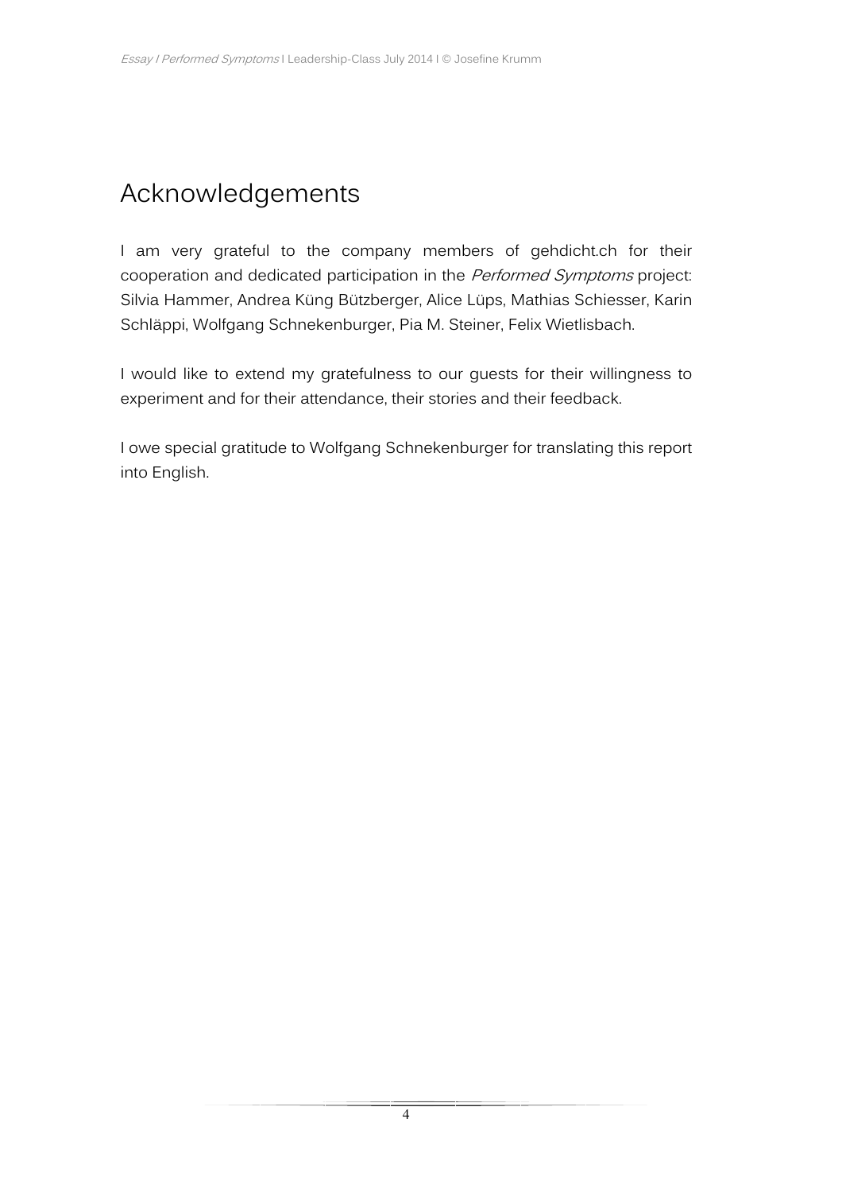# Acknowledgements

I am very grateful to the company members of gehdicht.ch for their cooperation and dedicated participation in the *Performed Symptoms* project: Silvia Hammer, Andrea Küng Bützberger, Alice Lüps, Mathias Schiesser, Karin Schläppi, Wolfgang Schnekenburger, Pia M. Steiner, Felix Wietlisbach.

I would like to extend my gratefulness to our guests for their willingness to experiment and for their attendance, their stories and their feedback.

I owe special gratitude to Wolfgang Schnekenburger for translating this report into English.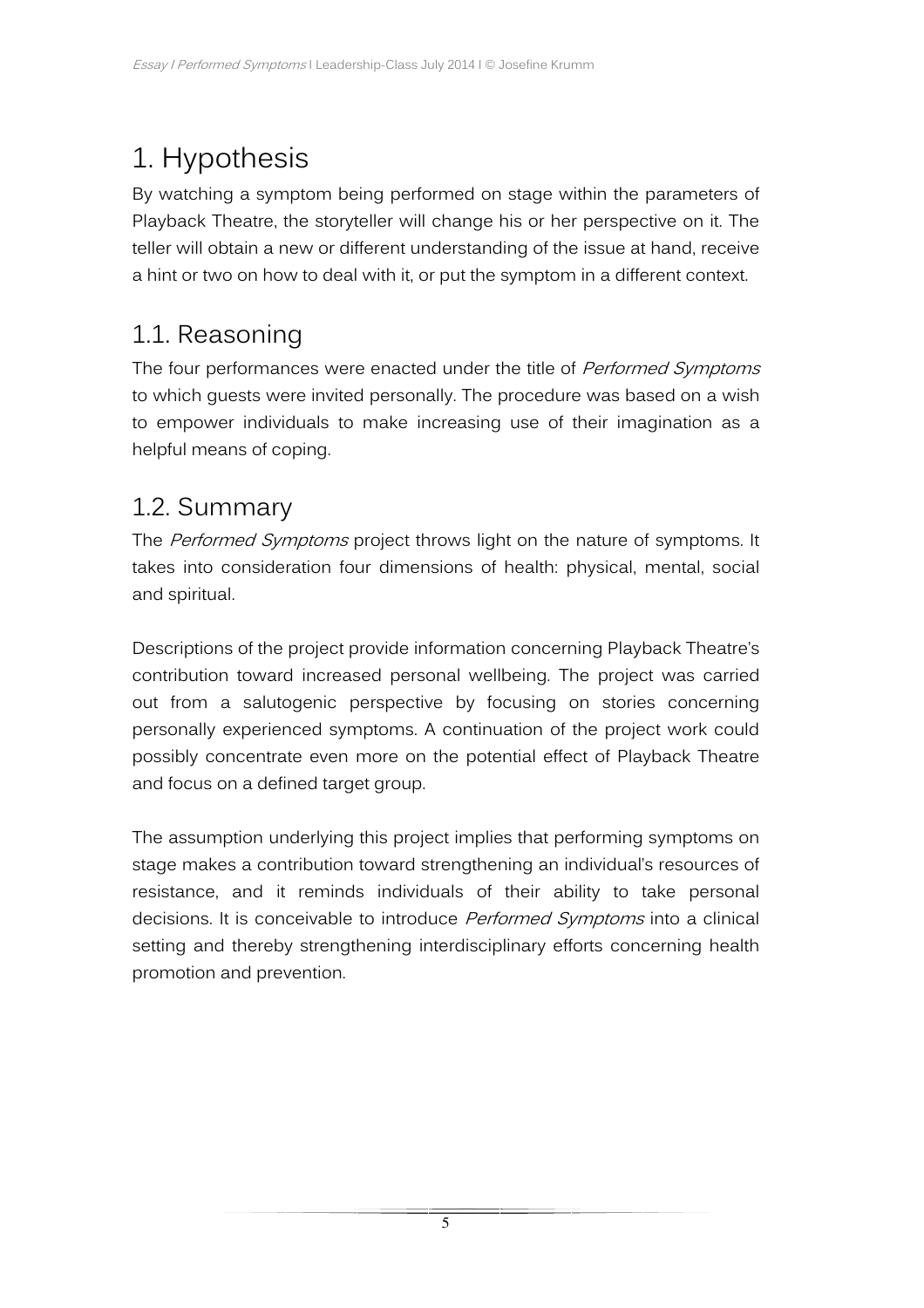# 1. Hypothesis

By watching a symptom being performed on stage within the parameters of Playback Theatre, the storyteller will change his or her perspective on it. The teller will obtain a new or different understanding of the issue at hand, receive a hint or two on how to deal with it, or put the symptom in a different context.

## 1.1. Reasoning

The four performances were enacted under the title of *Performed Symptoms* to which guests were invited personally. The procedure was based on a wish to empower individuals to make increasing use of their imagination as a helpful means of coping.

## 1.2. Summary

The *Performed Symptoms* project throws light on the nature of symptoms. It takes into consideration four dimensions of health: physical, mental, social and spiritual.

Descriptions of the project provide information concerning Playback Theatre's contribution toward increased personal wellbeing. The project was carried out from a salutogenic perspective by focusing on stories concerning personally experienced symptoms. A continuation of the project work could possibly concentrate even more on the potential effect of Playback Theatre and focus on a defined target group.

The assumption underlying this project implies that performing symptoms on stage makes a contribution toward strengthening an individual's resources of resistance, and it reminds individuals of their ability to take personal decisions. It is conceivable to introduce *Performed Symptoms* into a clinical setting and thereby strengthening interdisciplinary efforts concerning health promotion and prevention.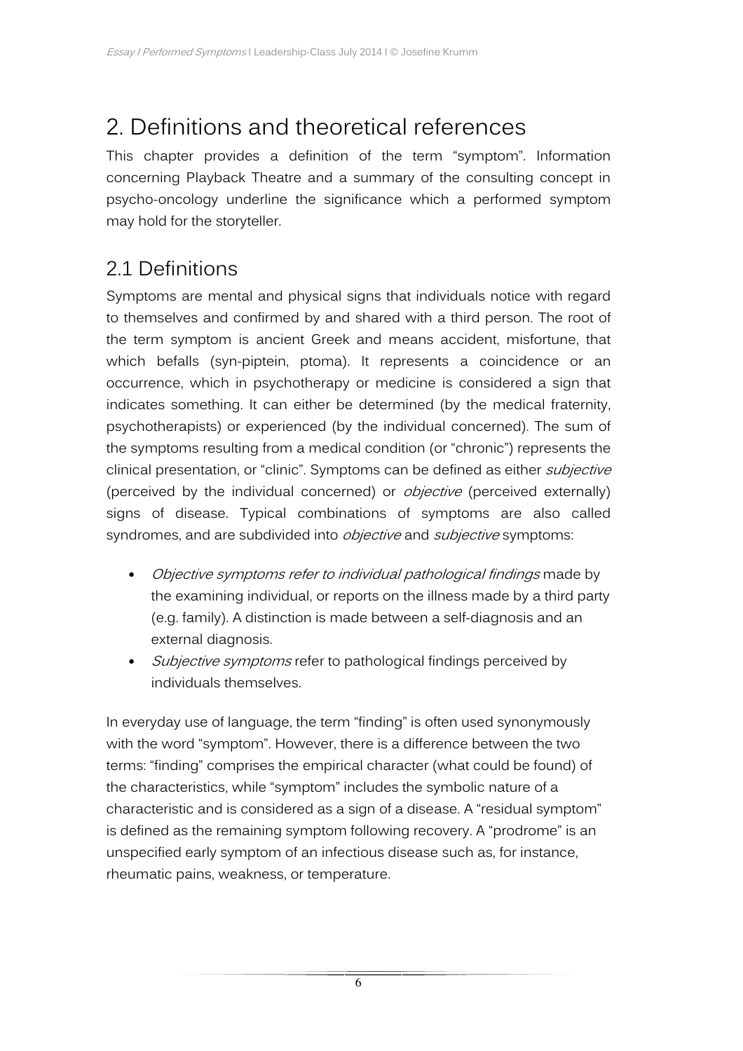# 2. Definitions and theoretical references

This chapter provides a definition of the term "symptom". Information concerning Playback Theatre and a summary of the consulting concept in psycho-oncology underline the significance which a performed symptom may hold for the storyteller.

## 2.1 Definitions

Symptoms are mental and physical signs that individuals notice with regard to themselves and confirmed by and shared with a third person. The root of the term symptom is ancient Greek and means accident, misfortune, that which befalls (syn-piptein, ptoma). It represents a coincidence or an occurrence, which in psychotherapy or medicine is considered a sign that indicates something. It can either be determined (by the medical fraternity, psychotherapists) or experienced (by the individual concerned). The sum of the symptoms resulting from a medical condition (or "chronic") represents the clinical presentation, or "clinic". Symptoms can be defined as either *subjective* (perceived by the individual concerned) or *objective* (perceived externally) signs of disease. Typical combinations of symptoms are also called syndromes, and are subdivided into *objective* and *subjective* symptoms:

- *Objective symptoms refer to individual pathological findings* made by the examining individual, or reports on the illness made by a third party (e.g. family). A distinction is made between a self-diagnosis and an external diagnosis.
- *Subjective symptoms* refer to pathological findings perceived by individuals themselves.

In everyday use of language, the term "finding" is often used synonymously with the word "symptom". However, there is a difference between the two terms: "finding" comprises the empirical character (what could be found) of the characteristics, while "symptom" includes the symbolic nature of a characteristic and is considered as a sign of a disease. A "residual symptom" is defined as the remaining symptom following recovery. A "prodrome" is an unspecified early symptom of an infectious disease such as, for instance, rheumatic pains, weakness, or temperature.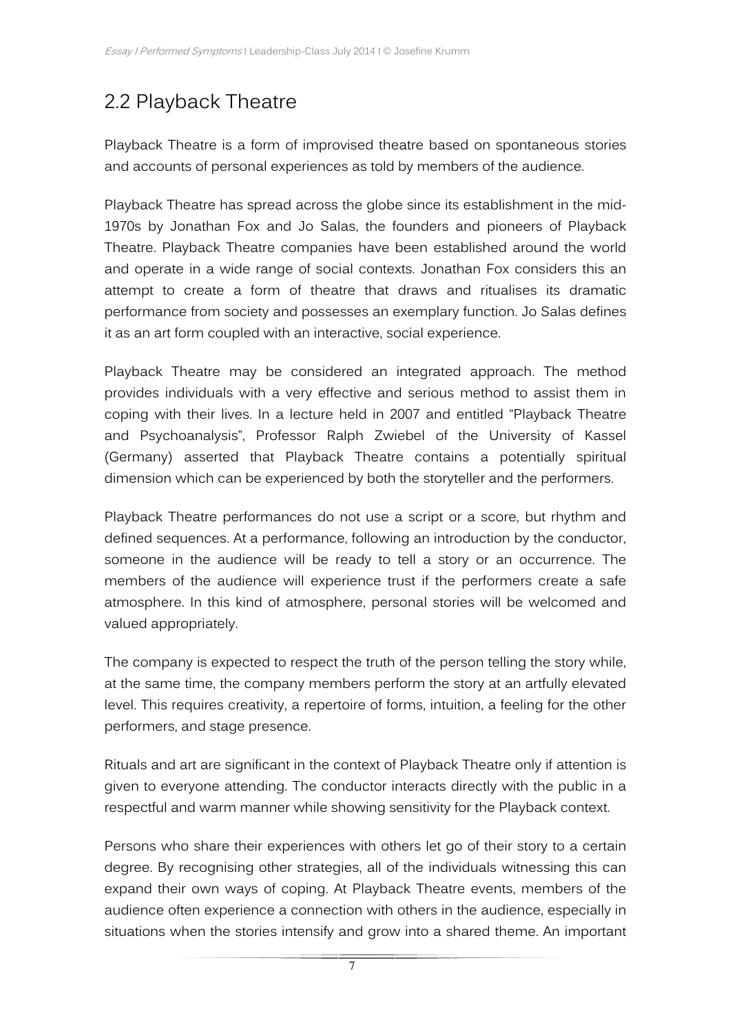## 2.2 Playback Theatre

Playback Theatre is a form of improvised theatre based on spontaneous stories and accounts of personal experiences as told by members of the audience.

Playback Theatre has spread across the globe since its establishment in the mid-1970s by Jonathan Fox and Jo Salas, the founders and pioneers of Playback Theatre. Playback Theatre companies have been established around the world and operate in a wide range of social contexts. Jonathan Fox considers this an attempt to create a form of theatre that draws and ritualises its dramatic performance from society and possesses an exemplary function. Jo Salas defines it as an art form coupled with an interactive, social experience.

Playback Theatre may be considered an integrated approach. The method provides individuals with a very effective and serious method to assist them in coping with their lives. In a lecture held in 2007 and entitled "Playback Theatre and Psychoanalysis", Professor Ralph Zwiebel of the University of Kassel (Germany) asserted that Playback Theatre contains a potentially spiritual dimension which can be experienced by both the storyteller and the performers.

Playback Theatre performances do not use a script or a score, but rhythm and defined sequences. At a performance, following an introduction by the conductor, someone in the audience will be ready to tell a story or an occurrence. The members of the audience will experience trust if the performers create a safe atmosphere. In this kind of atmosphere, personal stories will be welcomed and valued appropriately.

The company is expected to respect the truth of the person telling the story while, at the same time, the company members perform the story at an artfully elevated level. This requires creativity, a repertoire of forms, intuition, a feeling for the other performers, and stage presence.

Rituals and art are significant in the context of Playback Theatre only if attention is given to everyone attending. The conductor interacts directly with the public in a respectful and warm manner while showing sensitivity for the Playback context.

Persons who share their experiences with others let go of their story to a certain degree. By recognising other strategies, all of the individuals witnessing this can expand their own ways of coping. At Playback Theatre events, members of the audience often experience a connection with others in the audience, especially in situations when the stories intensify and grow into a shared theme. An important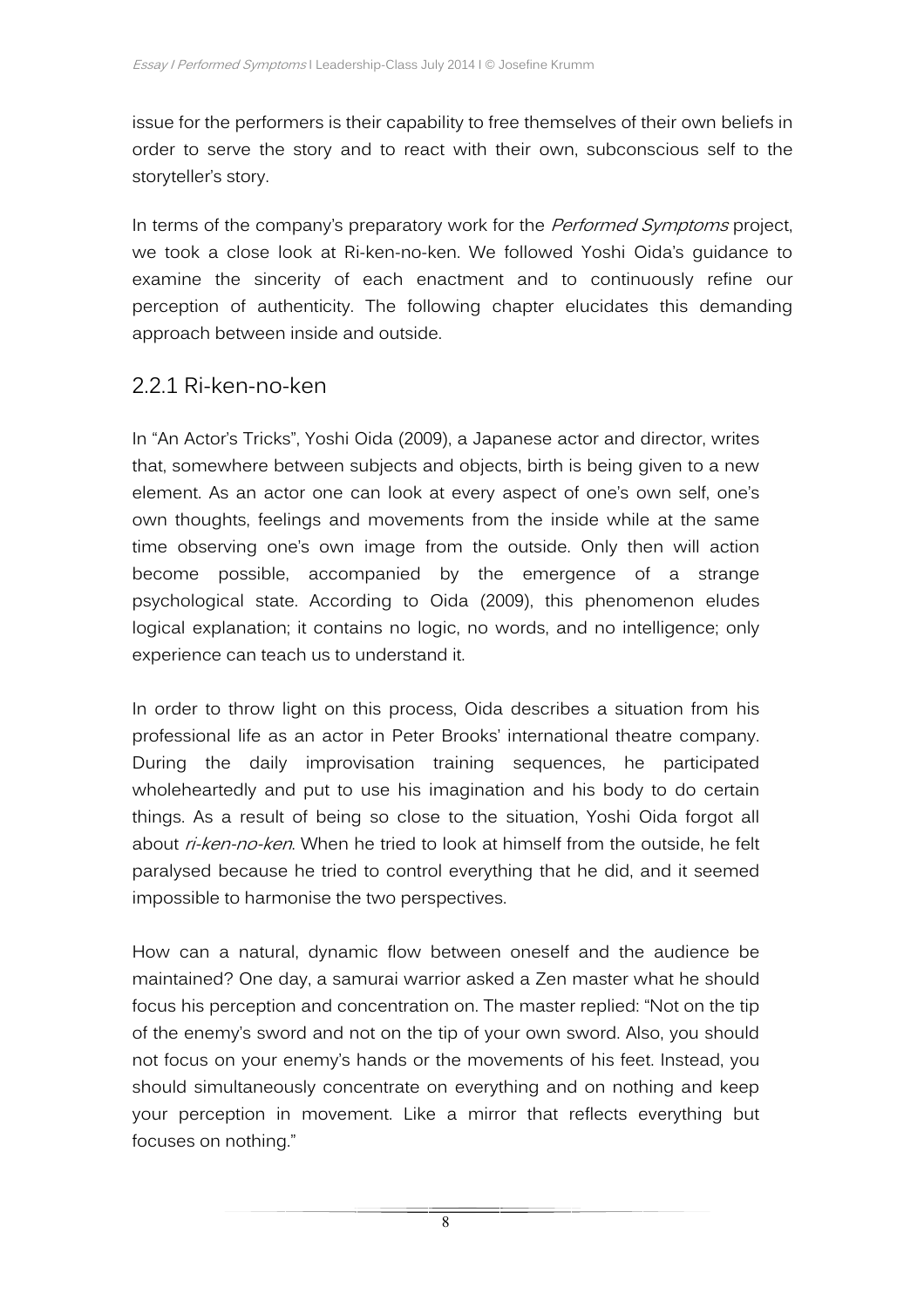issue for the performers is their capability to free themselves of their own beliefs in order to serve the story and to react with their own, subconscious self to the storyteller's story.

In terms of the company's preparatory work for the *Performed Symptoms* project, we took a close look at Ri-ken-no-ken. We followed Yoshi Oida's guidance to examine the sincerity of each enactment and to continuously refine our perception of authenticity. The following chapter elucidates this demanding approach between inside and outside.

### 2.2.1 Ri-ken-no-ken

In "An Actor's Tricks", Yoshi Oida (2009), a Japanese actor and director, writes that, somewhere between subjects and objects, birth is being given to a new element. As an actor one can look at every aspect of one's own self, one's own thoughts, feelings and movements from the inside while at the same time observing one's own image from the outside. Only then will action become possible, accompanied by the emergence of a strange psychological state. According to Oida (2009), this phenomenon eludes logical explanation; it contains no logic, no words, and no intelligence; only experience can teach us to understand it.

In order to throw light on this process, Oida describes a situation from his professional life as an actor in Peter Brooks' international theatre company. During the daily improvisation training sequences, he participated wholeheartedly and put to use his imagination and his body to do certain things. As a result of being so close to the situation, Yoshi Oida forgot all about *ri-ken-no-ken*. When he tried to look at himself from the outside, he felt paralysed because he tried to control everything that he did, and it seemed impossible to harmonise the two perspectives.

How can a natural, dynamic flow between oneself and the audience be maintained? One day, a samurai warrior asked a Zen master what he should focus his perception and concentration on. The master replied: "Not on the tip of the enemy's sword and not on the tip of your own sword. Also, you should not focus on your enemy's hands or the movements of his feet. Instead, you should simultaneously concentrate on everything and on nothing and keep your perception in movement. Like a mirror that reflects everything but focuses on nothing."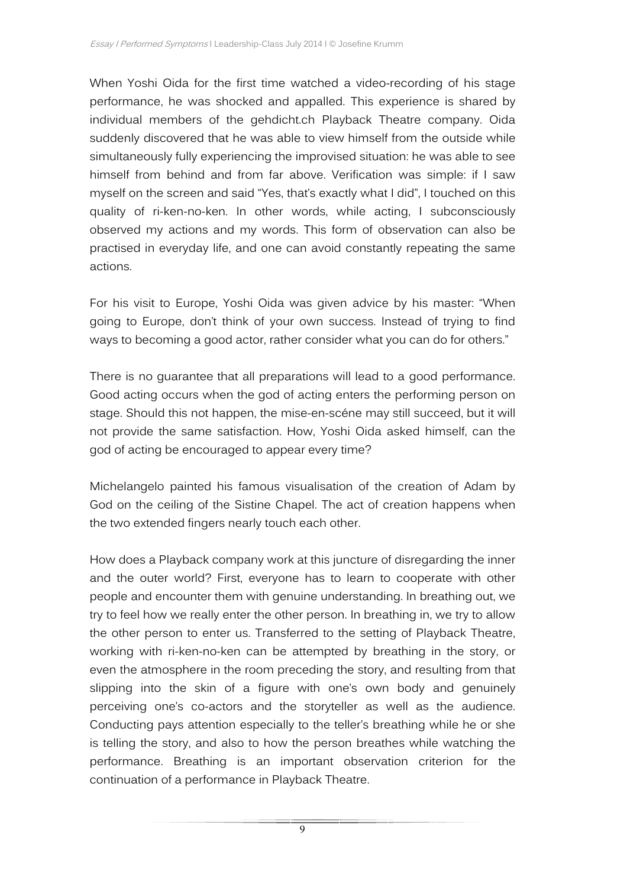When Yoshi Oida for the first time watched a video-recording of his stage performance, he was shocked and appalled. This experience is shared by individual members of the gehdicht.ch Playback Theatre company. Oida suddenly discovered that he was able to view himself from the outside while simultaneously fully experiencing the improvised situation: he was able to see himself from behind and from far above. Verification was simple: if I saw myself on the screen and said "Yes, that's exactly what I did", I touched on this quality of ri-ken-no-ken. In other words, while acting, I subconsciously observed my actions and my words. This form of observation can also be practised in everyday life, and one can avoid constantly repeating the same actions.

For his visit to Europe, Yoshi Oida was given advice by his master: "When going to Europe, don't think of your own success. Instead of trying to find ways to becoming a good actor, rather consider what you can do for others."

There is no guarantee that all preparations will lead to a good performance. Good acting occurs when the god of acting enters the performing person on stage. Should this not happen, the mise-en-scéne may still succeed, but it will not provide the same satisfaction. How, Yoshi Oida asked himself, can the god of acting be encouraged to appear every time?

Michelangelo painted his famous visualisation of the creation of Adam by God on the ceiling of the Sistine Chapel. The act of creation happens when the two extended fingers nearly touch each other.

How does a Playback company work at this juncture of disregarding the inner and the outer world? First, everyone has to learn to cooperate with other people and encounter them with genuine understanding. In breathing out, we try to feel how we really enter the other person. In breathing in, we try to allow the other person to enter us. Transferred to the setting of Playback Theatre, working with ri-ken-no-ken can be attempted by breathing in the story, or even the atmosphere in the room preceding the story, and resulting from that slipping into the skin of a figure with one's own body and genuinely perceiving one's co-actors and the storyteller as well as the audience. Conducting pays attention especially to the teller's breathing while he or she is telling the story, and also to how the person breathes while watching the performance. Breathing is an important observation criterion for the continuation of a performance in Playback Theatre.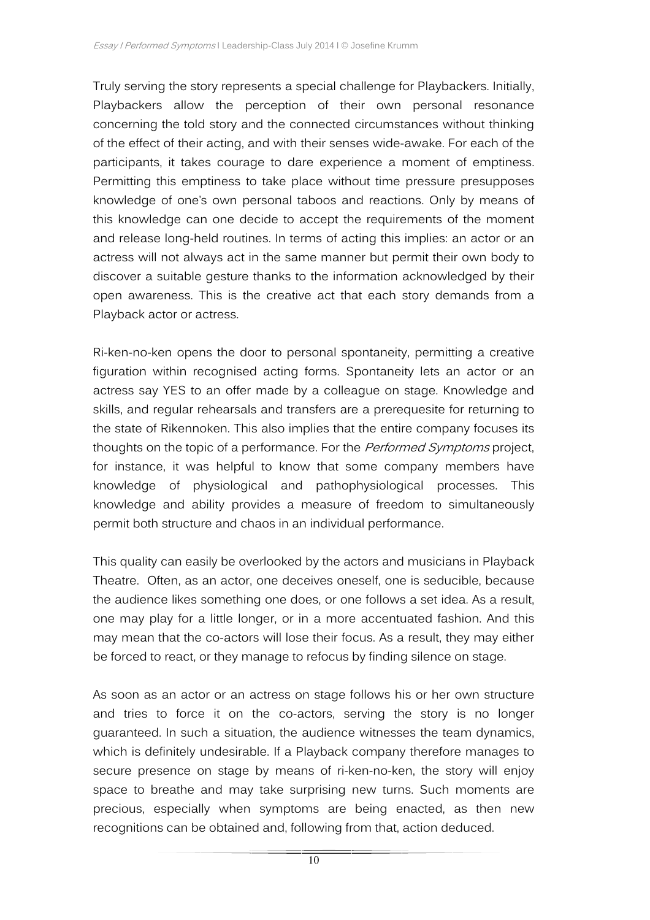Truly serving the story represents a special challenge for Playbackers. Initially, Playbackers allow the perception of their own personal resonance concerning the told story and the connected circumstances without thinking of the effect of their acting, and with their senses wide-awake. For each of the participants, it takes courage to dare experience a moment of emptiness. Permitting this emptiness to take place without time pressure presupposes knowledge of one's own personal taboos and reactions. Only by means of this knowledge can one decide to accept the requirements of the moment and release long-held routines. In terms of acting this implies: an actor or an actress will not always act in the same manner but permit their own body to discover a suitable gesture thanks to the information acknowledged by their open awareness. This is the creative act that each story demands from a Playback actor or actress.

Ri-ken-no-ken opens the door to personal spontaneity, permitting a creative figuration within recognised acting forms. Spontaneity lets an actor or an actress say YES to an offer made by a colleague on stage. Knowledge and skills, and regular rehearsals and transfers are a prerequesite for returning to the state of Rikennoken. This also implies that the entire company focuses its thoughts on the topic of a performance. For the *Performed Symptoms* project, for instance, it was helpful to know that some company members have knowledge of physiological and pathophysiological processes. This knowledge and ability provides a measure of freedom to simultaneously permit both structure and chaos in an individual performance.

This quality can easily be overlooked by the actors and musicians in Playback Theatre. Often, as an actor, one deceives oneself, one is seducible, because the audience likes something one does, or one follows a set idea. As a result, one may play for a little longer, or in a more accentuated fashion. And this may mean that the co-actors will lose their focus. As a result, they may either be forced to react, or they manage to refocus by finding silence on stage.

As soon as an actor or an actress on stage follows his or her own structure and tries to force it on the co-actors, serving the story is no longer guaranteed. In such a situation, the audience witnesses the team dynamics, which is definitely undesirable. If a Playback company therefore manages to secure presence on stage by means of ri-ken-no-ken, the story will enjoy space to breathe and may take surprising new turns. Such moments are precious, especially when symptoms are being enacted, as then new recognitions can be obtained and, following from that, action deduced.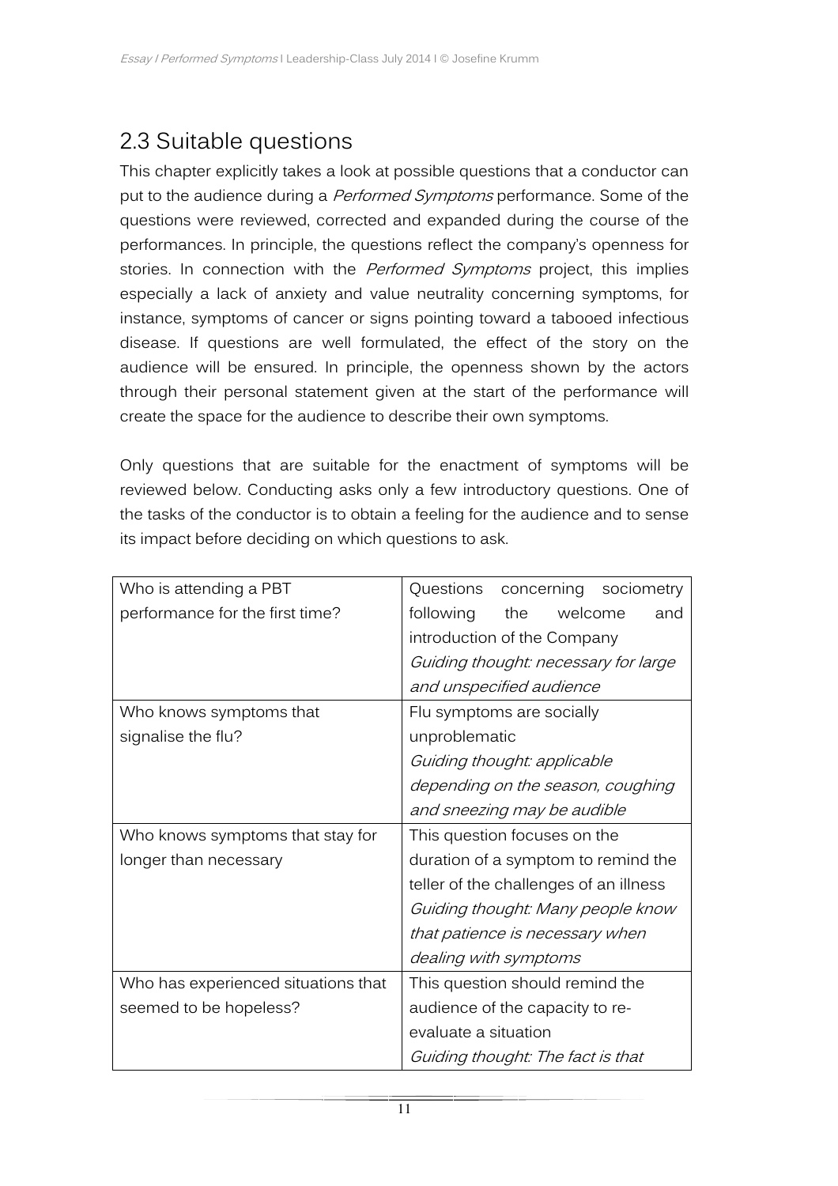## 2.3 Suitable questions

This chapter explicitly takes a look at possible questions that a conductor can put to the audience during a *Performed Symptoms* performance. Some of the questions were reviewed, corrected and expanded during the course of the performances. In principle, the questions reflect the company's openness for stories. In connection with the *Performed Symptoms* project, this implies especially a lack of anxiety and value neutrality concerning symptoms, for instance, symptoms of cancer or signs pointing toward a tabooed infectious disease. If questions are well formulated, the effect of the story on the audience will be ensured. In principle, the openness shown by the actors through their personal statement given at the start of the performance will create the space for the audience to describe their own symptoms.

Only questions that are suitable for the enactment of symptoms will be reviewed below. Conducting asks only a few introductory questions. One of the tasks of the conductor is to obtain a feeling for the audience and to sense its impact before deciding on which questions to ask.

| | |
|---|---|
| Who is attending a PBT performance for the first time? | Questions concerning sociometry following the welcome and introduction of the Company<br>*Guiding thought: necessary for large and unspecified audience* |
| Who knows symptoms that signalise the flu? | Flu symptoms are socially unproblematic<br>*Guiding thought: applicable depending on the season, coughing and sneezing may be audible* |
| Who knows symptoms that stay for longer than necessary | This question focuses on the duration of a symptom to remind the teller of the challenges of an illness<br>*Guiding thought: Many people know that patience is necessary when dealing with symptoms* |
| Who has experienced situations that seemed to be hopeless? | This question should remind the audience of the capacity to re-evaluate a situation<br>*Guiding thought: The fact is that* |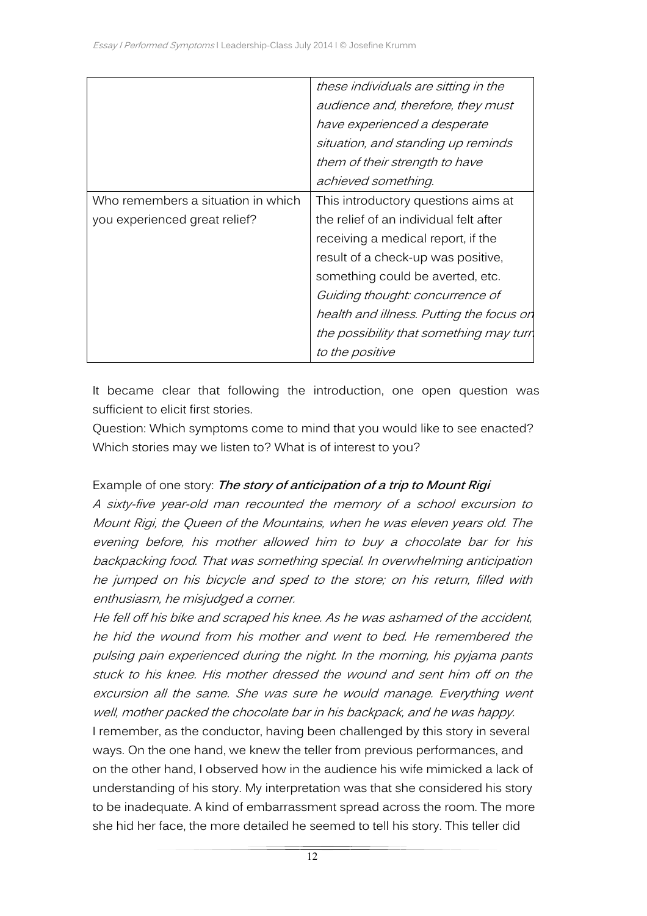| | |
|---|---|
| | *these individuals are sitting in the audience and, therefore, they must have experienced a desperate situation, and standing up reminds them of their strength to have achieved something.* |
| Who remembers a situation in which you experienced great relief? | This introductory questions aims at the relief of an individual felt after receiving a medical report, if the result of a check-up was positive, something could be averted, etc. *Guiding thought: concurrence of health and illness. Putting the focus on the possibility that something may turn to the positive* |

It became clear that following the introduction, one open question was sufficient to elicit first stories.

Question: Which symptoms come to mind that you would like to see enacted? Which stories may we listen to? What is of interest to you?

Example of one story: ***The story of anticipation of a trip to Mount Rigi***

*A sixty-five year-old man recounted the memory of a school excursion to Mount Rigi, the Queen of the Mountains, when he was eleven years old. The evening before, his mother allowed him to buy a chocolate bar for his backpacking food. That was something special. In overwhelming anticipation he jumped on his bicycle and sped to the store; on his return, filled with enthusiasm, he misjudged a corner.*

*He fell off his bike and scraped his knee. As he was ashamed of the accident, he hid the wound from his mother and went to bed. He remembered the pulsing pain experienced during the night. In the morning, his pyjama pants stuck to his knee. His mother dressed the wound and sent him off on the excursion all the same. She was sure he would manage. Everything went well, mother packed the chocolate bar in his backpack, and he was happy.*

I remember, as the conductor, having been challenged by this story in several ways. On the one hand, we knew the teller from previous performances, and on the other hand, I observed how in the audience his wife mimicked a lack of understanding of his story. My interpretation was that she considered his story to be inadequate. A kind of embarrassment spread across the room. The more she hid her face, the more detailed he seemed to tell his story. This teller did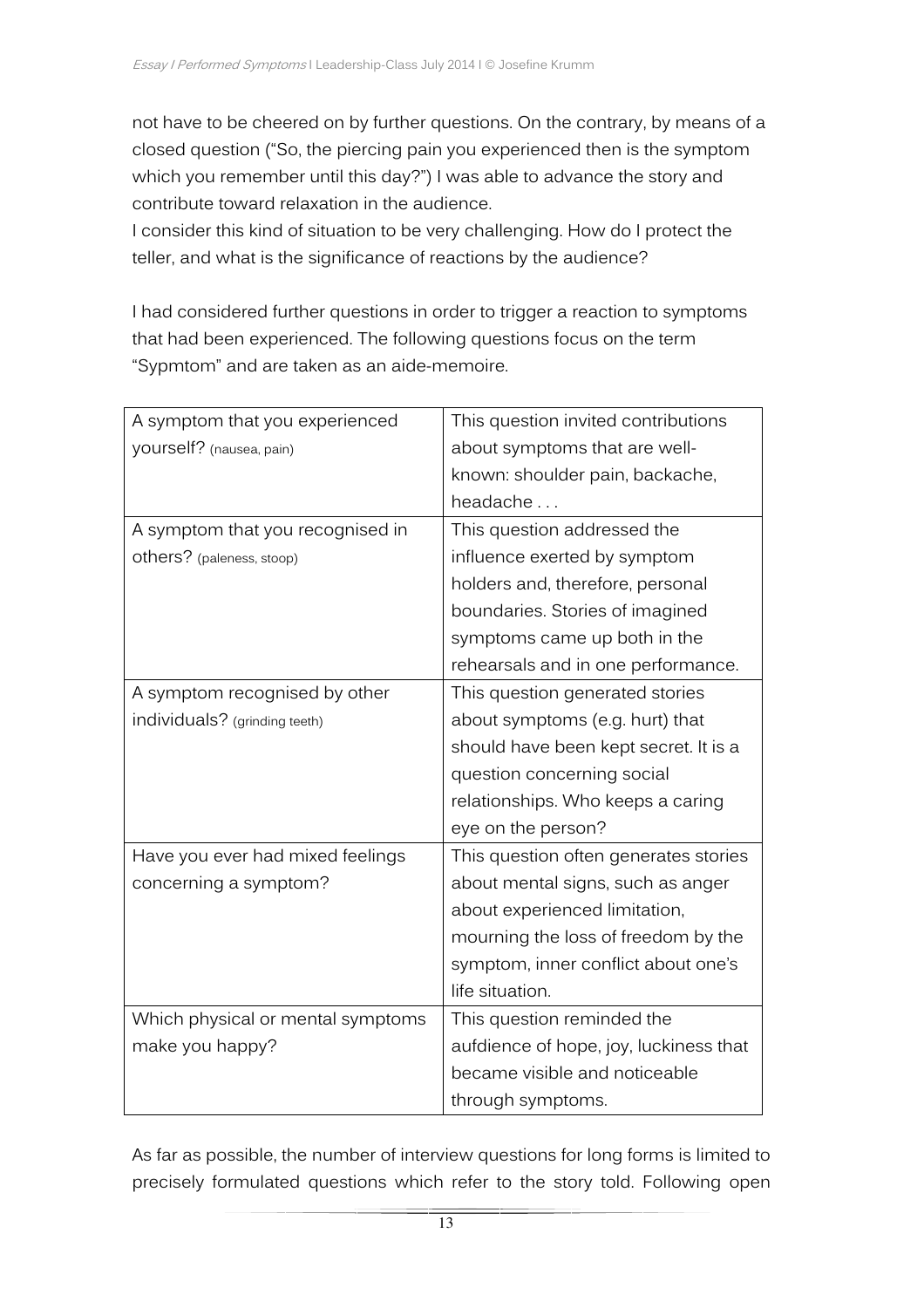not have to be cheered on by further questions. On the contrary, by means of a closed question ("So, the piercing pain you experienced then is the symptom which you remember until this day?") I was able to advance the story and contribute toward relaxation in the audience.
I consider this kind of situation to be very challenging. How do I protect the teller, and what is the significance of reactions by the audience?

I had considered further questions in order to trigger a reaction to symptoms that had been experienced. The following questions focus on the term "Sypmtom" and are taken as an aide-memoire.

| A symptom that you experienced yourself? (nausea, pain) | This question invited contributions about symptoms that are well-known: shoulder pain, backache, headache . . . |
|---|---|
| A symptom that you recognised in others? (paleness, stoop) | This question addressed the influence exerted by symptom holders and, therefore, personal boundaries. Stories of imagined symptoms came up both in the rehearsals and in one performance. |
| A symptom recognised by other individuals? (grinding teeth) | This question generated stories about symptoms (e.g. hurt) that should have been kept secret. It is a question concerning social relationships. Who keeps a caring eye on the person? |
| Have you ever had mixed feelings concerning a symptom? | This question often generates stories about mental signs, such as anger about experienced limitation, mourning the loss of freedom by the symptom, inner conflict about one's life situation. |
| Which physical or mental symptoms make you happy? | This question reminded the aufdience of hope, joy, luckiness that became visible and noticeable through symptoms. |

As far as possible, the number of interview questions for long forms is limited to precisely formulated questions which refer to the story told. Following open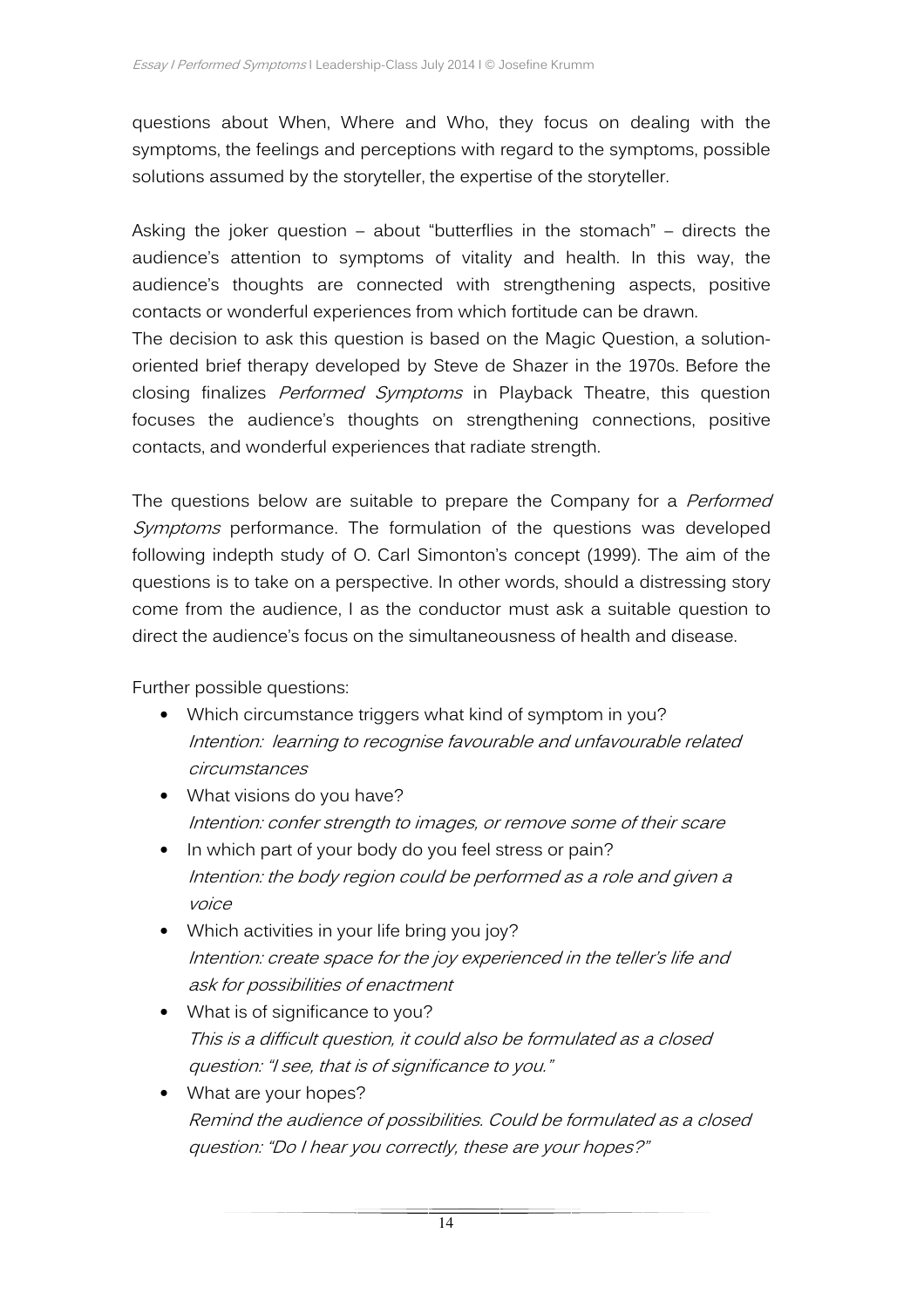questions about When, Where and Who, they focus on dealing with the symptoms, the feelings and perceptions with regard to the symptoms, possible solutions assumed by the storyteller, the expertise of the storyteller.

Asking the joker question – about "butterflies in the stomach" – directs the audience's attention to symptoms of vitality and health. In this way, the audience's thoughts are connected with strengthening aspects, positive contacts or wonderful experiences from which fortitude can be drawn.
The decision to ask this question is based on the Magic Question, a solution-oriented brief therapy developed by Steve de Shazer in the 1970s. Before the closing finalizes *Performed Symptoms* in Playback Theatre, this question focuses the audience's thoughts on strengthening connections, positive contacts, and wonderful experiences that radiate strength.

The questions below are suitable to prepare the Company for a *Performed Symptoms* performance. The formulation of the questions was developed following indepth study of O. Carl Simonton's concept (1999). The aim of the questions is to take on a perspective. In other words, should a distressing story come from the audience, I as the conductor must ask a suitable question to direct the audience's focus on the simultaneousness of health and disease.

Further possible questions:

- Which circumstance triggers what kind of symptom in you?
  *Intention: learning to recognise favourable and unfavourable related circumstances*
- What visions do you have?
  *Intention: confer strength to images, or remove some of their scare*
- In which part of your body do you feel stress or pain?
  *Intention: the body region could be performed as a role and given a voice*
- Which activities in your life bring you joy?
  *Intention: create space for the joy experienced in the teller's life and ask for possibilities of enactment*
- What is of significance to you?
  *This is a difficult question, it could also be formulated as a closed question: "I see, that is of significance to you."*
- What are your hopes?
  *Remind the audience of possibilities. Could be formulated as a closed question: "Do I hear you correctly, these are your hopes?"*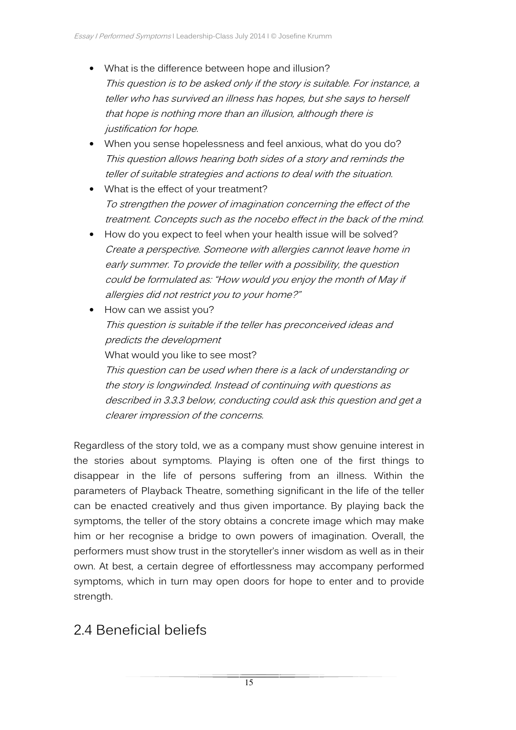- What is the difference between hope and illusion?
  *This question is to be asked only if the story is suitable. For instance, a teller who has survived an illness has hopes, but she says to herself that hope is nothing more than an illusion, although there is justification for hope.*
- When you sense hopelessness and feel anxious, what do you do?
  *This question allows hearing both sides of a story and reminds the teller of suitable strategies and actions to deal with the situation.*
- What is the effect of your treatment?
  *To strengthen the power of imagination concerning the effect of the treatment. Concepts such as the nocebo effect in the back of the mind.*
- How do you expect to feel when your health issue will be solved?
  *Create a perspective. Someone with allergies cannot leave home in early summer. To provide the teller with a possibility, the question could be formulated as: "How would you enjoy the month of May if allergies did not restrict you to your home?"*
- How can we assist you?
  *This question is suitable if the teller has preconceived ideas and predicts the development*
  
  What would you like to see most?
  *This question can be used when there is a lack of understanding or the story is longwinded. Instead of continuing with questions as described in 3.3.3 below, conducting could ask this question and get a clearer impression of the concerns.*

Regardless of the story told, we as a company must show genuine interest in the stories about symptoms. Playing is often one of the first things to disappear in the life of persons suffering from an illness. Within the parameters of Playback Theatre, something significant in the life of the teller can be enacted creatively and thus given importance. By playing back the symptoms, the teller of the story obtains a concrete image which may make him or her recognise a bridge to own powers of imagination. Overall, the performers must show trust in the storyteller's inner wisdom as well as in their own. At best, a certain degree of effortlessness may accompany performed symptoms, which in turn may open doors for hope to enter and to provide strength.

## 2.4 Beneficial beliefs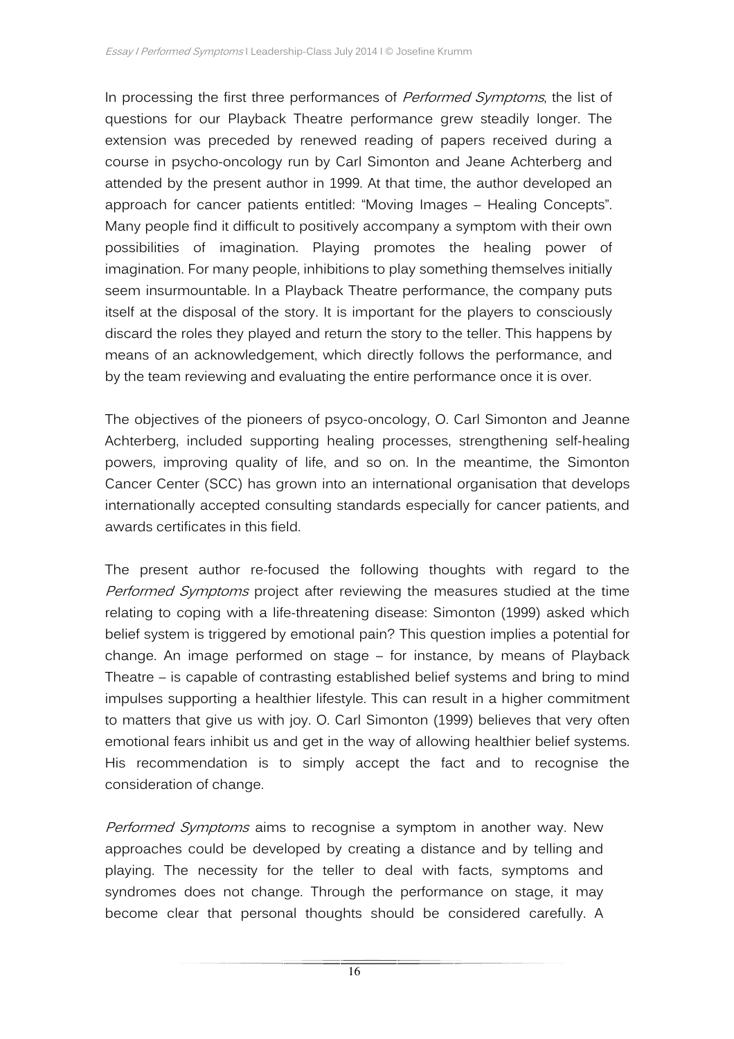In processing the first three performances of *Performed Symptoms*, the list of questions for our Playback Theatre performance grew steadily longer. The extension was preceded by renewed reading of papers received during a course in psycho-oncology run by Carl Simonton and Jeane Achterberg and attended by the present author in 1999. At that time, the author developed an approach for cancer patients entitled: "Moving Images – Healing Concepts". Many people find it difficult to positively accompany a symptom with their own possibilities of imagination. Playing promotes the healing power of imagination. For many people, inhibitions to play something themselves initially seem insurmountable. In a Playback Theatre performance, the company puts itself at the disposal of the story. It is important for the players to consciously discard the roles they played and return the story to the teller. This happens by means of an acknowledgement, which directly follows the performance, and by the team reviewing and evaluating the entire performance once it is over.

The objectives of the pioneers of psyco-oncology, O. Carl Simonton and Jeanne Achterberg, included supporting healing processes, strengthening self-healing powers, improving quality of life, and so on. In the meantime, the Simonton Cancer Center (SCC) has grown into an international organisation that develops internationally accepted consulting standards especially for cancer patients, and awards certificates in this field.

The present author re-focused the following thoughts with regard to the *Performed Symptoms* project after reviewing the measures studied at the time relating to coping with a life-threatening disease: Simonton (1999) asked which belief system is triggered by emotional pain? This question implies a potential for change. An image performed on stage – for instance, by means of Playback Theatre – is capable of contrasting established belief systems and bring to mind impulses supporting a healthier lifestyle. This can result in a higher commitment to matters that give us with joy. O. Carl Simonton (1999) believes that very often emotional fears inhibit us and get in the way of allowing healthier belief systems. His recommendation is to simply accept the fact and to recognise the consideration of change.

*Performed Symptoms* aims to recognise a symptom in another way. New approaches could be developed by creating a distance and by telling and playing. The necessity for the teller to deal with facts, symptoms and syndromes does not change. Through the performance on stage, it may become clear that personal thoughts should be considered carefully. A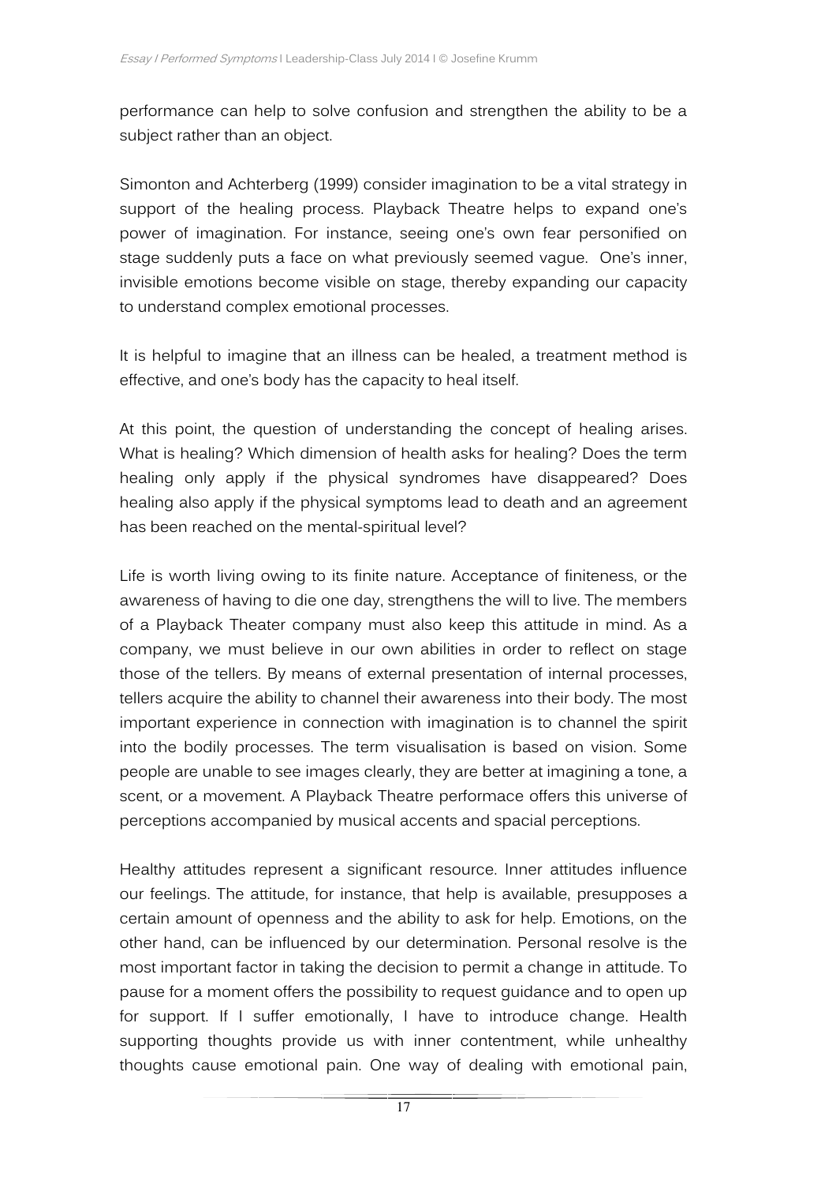performance can help to solve confusion and strengthen the ability to be a subject rather than an object.

Simonton and Achterberg (1999) consider imagination to be a vital strategy in support of the healing process. Playback Theatre helps to expand one's power of imagination. For instance, seeing one's own fear personified on stage suddenly puts a face on what previously seemed vague. One's inner, invisible emotions become visible on stage, thereby expanding our capacity to understand complex emotional processes.

It is helpful to imagine that an illness can be healed, a treatment method is effective, and one's body has the capacity to heal itself.

At this point, the question of understanding the concept of healing arises. What is healing? Which dimension of health asks for healing? Does the term healing only apply if the physical syndromes have disappeared? Does healing also apply if the physical symptoms lead to death and an agreement has been reached on the mental-spiritual level?

Life is worth living owing to its finite nature. Acceptance of finiteness, or the awareness of having to die one day, strengthens the will to live. The members of a Playback Theater company must also keep this attitude in mind. As a company, we must believe in our own abilities in order to reflect on stage those of the tellers. By means of external presentation of internal processes, tellers acquire the ability to channel their awareness into their body. The most important experience in connection with imagination is to channel the spirit into the bodily processes. The term visualisation is based on vision. Some people are unable to see images clearly, they are better at imagining a tone, a scent, or a movement. A Playback Theatre performace offers this universe of perceptions accompanied by musical accents and spacial perceptions.

Healthy attitudes represent a significant resource. Inner attitudes influence our feelings. The attitude, for instance, that help is available, presupposes a certain amount of openness and the ability to ask for help. Emotions, on the other hand, can be influenced by our determination. Personal resolve is the most important factor in taking the decision to permit a change in attitude. To pause for a moment offers the possibility to request guidance and to open up for support. If I suffer emotionally, I have to introduce change. Health supporting thoughts provide us with inner contentment, while unhealthy thoughts cause emotional pain. One way of dealing with emotional pain,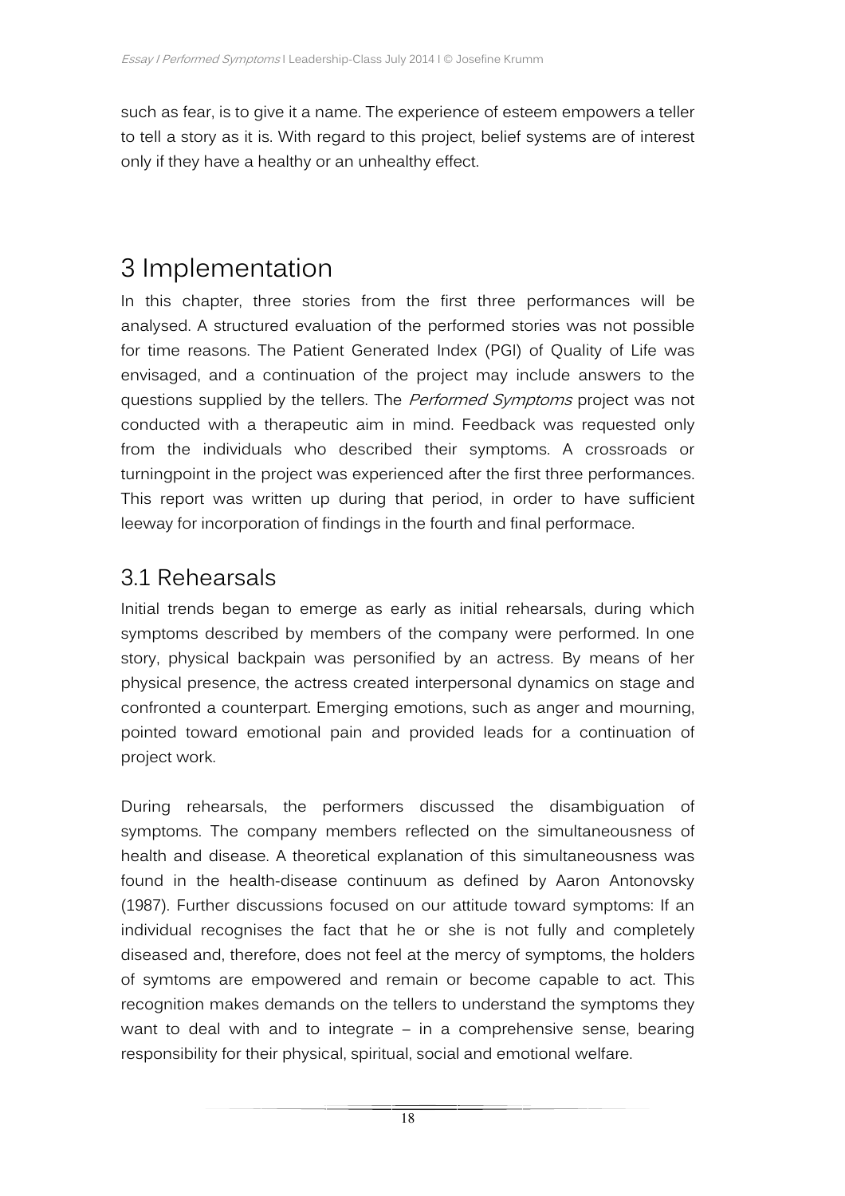such as fear, is to give it a name. The experience of esteem empowers a teller to tell a story as it is. With regard to this project, belief systems are of interest only if they have a healthy or an unhealthy effect.

# 3 Implementation

In this chapter, three stories from the first three performances will be analysed. A structured evaluation of the performed stories was not possible for time reasons. The Patient Generated Index (PGI) of Quality of Life was envisaged, and a continuation of the project may include answers to the questions supplied by the tellers. The *Performed Symptoms* project was not conducted with a therapeutic aim in mind. Feedback was requested only from the individuals who described their symptoms. A crossroads or turningpoint in the project was experienced after the first three performances. This report was written up during that period, in order to have sufficient leeway for incorporation of findings in the fourth and final performace.

## 3.1 Rehearsals

Initial trends began to emerge as early as initial rehearsals, during which symptoms described by members of the company were performed. In one story, physical backpain was personified by an actress. By means of her physical presence, the actress created interpersonal dynamics on stage and confronted a counterpart. Emerging emotions, such as anger and mourning, pointed toward emotional pain and provided leads for a continuation of project work.

During rehearsals, the performers discussed the disambiguation of symptoms. The company members reflected on the simultaneousness of health and disease. A theoretical explanation of this simultaneousness was found in the health-disease continuum as defined by Aaron Antonovsky (1987). Further discussions focused on our attitude toward symptoms: If an individual recognises the fact that he or she is not fully and completely diseased and, therefore, does not feel at the mercy of symptoms, the holders of symtoms are empowered and remain or become capable to act. This recognition makes demands on the tellers to understand the symptoms they want to deal with and to integrate – in a comprehensive sense, bearing responsibility for their physical, spiritual, social and emotional welfare.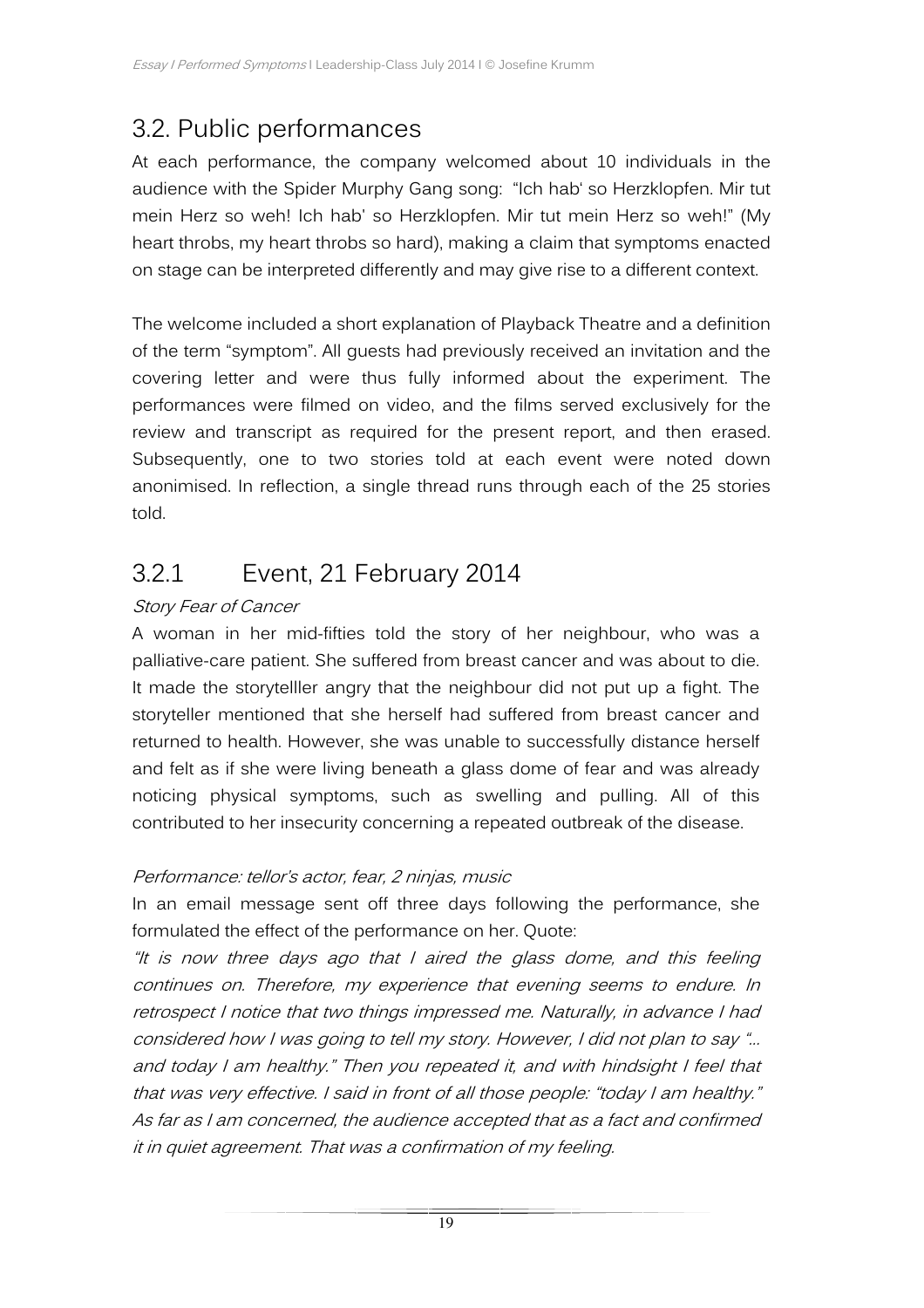## 3.2. Public performances

At each performance, the company welcomed about 10 individuals in the audience with the Spider Murphy Gang song: "Ich hab' so Herzklopfen. Mir tut mein Herz so weh! Ich hab' so Herzklopfen. Mir tut mein Herz so weh!" (My heart throbs, my heart throbs so hard), making a claim that symptoms enacted on stage can be interpreted differently and may give rise to a different context.

The welcome included a short explanation of Playback Theatre and a definition of the term "symptom". All guests had previously received an invitation and the covering letter and were thus fully informed about the experiment. The performances were filmed on video, and the films served exclusively for the review and transcript as required for the present report, and then erased. Subsequently, one to two stories told at each event were noted down anonimised. In reflection, a single thread runs through each of the 25 stories told.

## 3.2.1 Event, 21 February 2014

*Story Fear of Cancer*

A woman in her mid-fifties told the story of her neighbour, who was a palliative-care patient. She suffered from breast cancer and was about to die. It made the storytelller angry that the neighbour did not put up a fight. The storyteller mentioned that she herself had suffered from breast cancer and returned to health. However, she was unable to successfully distance herself and felt as if she were living beneath a glass dome of fear and was already noticing physical symptoms, such as swelling and pulling. All of this contributed to her insecurity concerning a repeated outbreak of the disease.

*Performance: tellor's actor, fear, 2 ninjas, music*

In an email message sent off three days following the performance, she formulated the effect of the performance on her. Quote:

*"It is now three days ago that I aired the glass dome, and this feeling continues on. Therefore, my experience that evening seems to endure. In retrospect I notice that two things impressed me. Naturally, in advance I had considered how I was going to tell my story. However, I did not plan to say "... and today I am healthy." Then you repeated it, and with hindsight I feel that that was very effective. I said in front of all those people: "today I am healthy." As far as I am concerned, the audience accepted that as a fact and confirmed it in quiet agreement. That was a confirmation of my feeling.*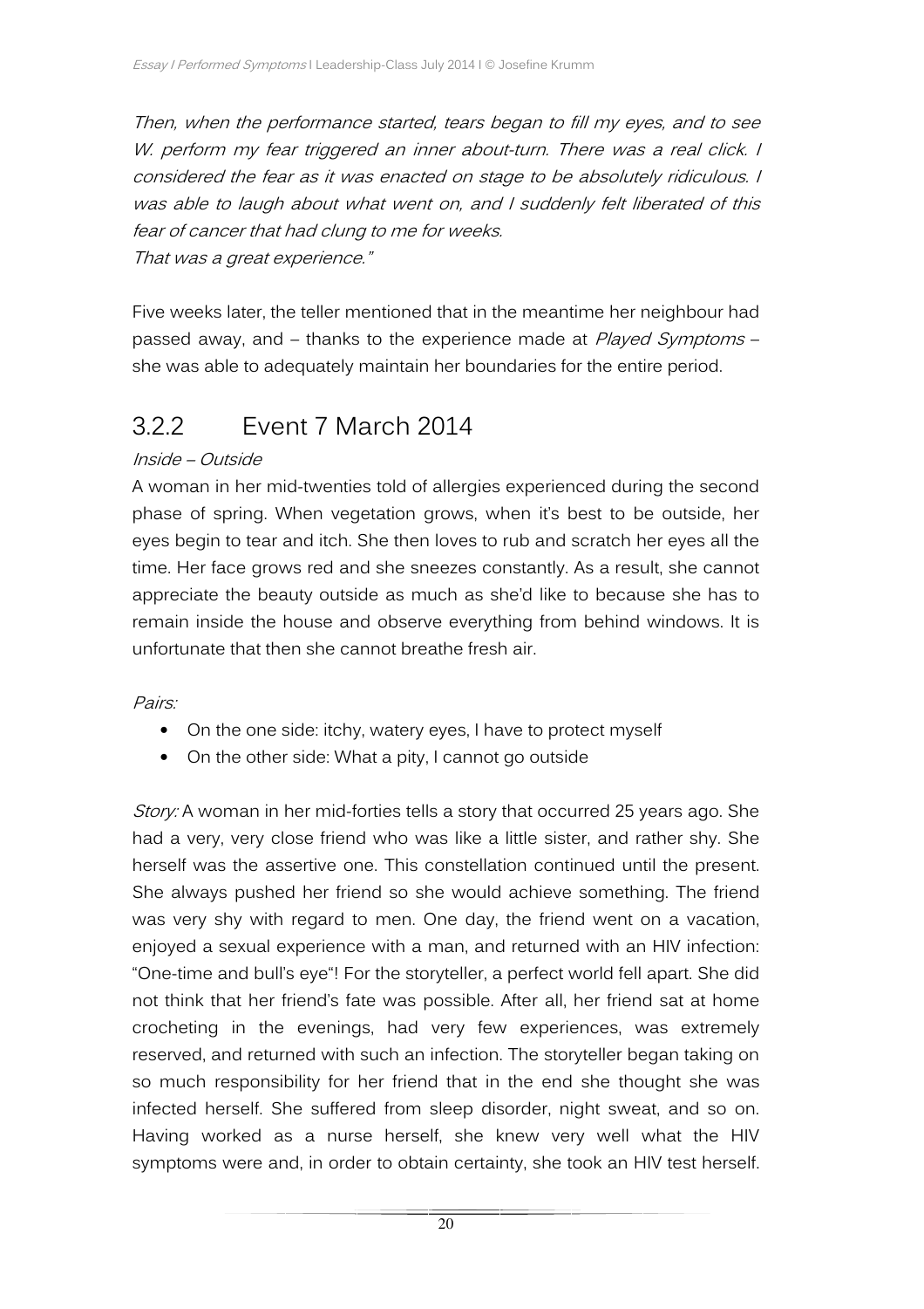*Then, when the performance started, tears began to fill my eyes, and to see W. perform my fear triggered an inner about-turn. There was a real click. I considered the fear as it was enacted on stage to be absolutely ridiculous. I was able to laugh about what went on, and I suddenly felt liberated of this fear of cancer that had clung to me for weeks.*
*That was a great experience."*

Five weeks later, the teller mentioned that in the meantime her neighbour had passed away, and – thanks to the experience made at *Played Symptoms* – she was able to adequately maintain her boundaries for the entire period.

## 3.2.2 Event 7 March 2014

*Inside – Outside*

A woman in her mid-twenties told of allergies experienced during the second phase of spring. When vegetation grows, when it's best to be outside, her eyes begin to tear and itch. She then loves to rub and scratch her eyes all the time. Her face grows red and she sneezes constantly. As a result, she cannot appreciate the beauty outside as much as she'd like to because she has to remain inside the house and observe everything from behind windows. It is unfortunate that then she cannot breathe fresh air.

*Pairs:*

- On the one side: itchy, watery eyes, I have to protect myself
- On the other side: What a pity, I cannot go outside

*Story:* A woman in her mid-forties tells a story that occurred 25 years ago. She had a very, very close friend who was like a little sister, and rather shy. She herself was the assertive one. This constellation continued until the present. She always pushed her friend so she would achieve something. The friend was very shy with regard to men. One day, the friend went on a vacation, enjoyed a sexual experience with a man, and returned with an HIV infection: "One-time and bull's eye"! For the storyteller, a perfect world fell apart. She did not think that her friend's fate was possible. After all, her friend sat at home crocheting in the evenings, had very few experiences, was extremely reserved, and returned with such an infection. The storyteller began taking on so much responsibility for her friend that in the end she thought she was infected herself. She suffered from sleep disorder, night sweat, and so on. Having worked as a nurse herself, she knew very well what the HIV symptoms were and, in order to obtain certainty, she took an HIV test herself.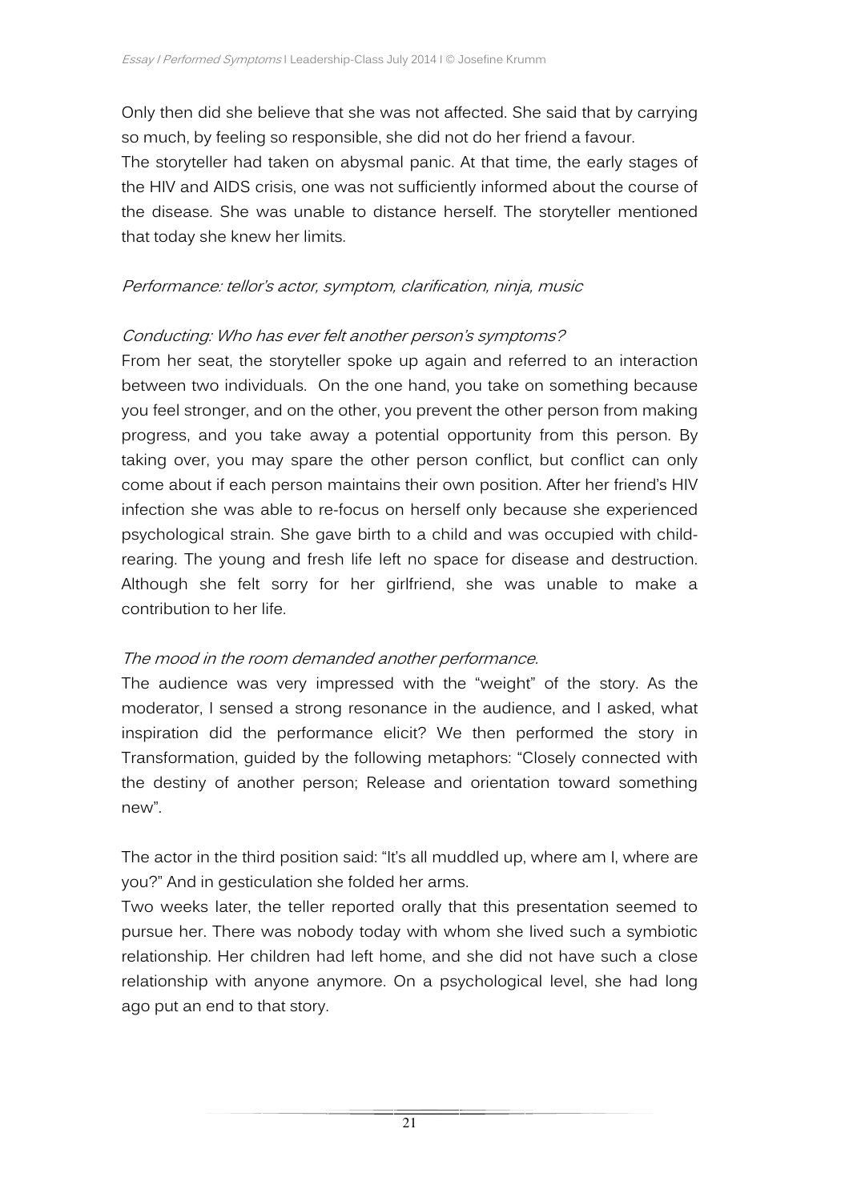Only then did she believe that she was not affected. She said that by carrying so much, by feeling so responsible, she did not do her friend a favour.
The storyteller had taken on abysmal panic. At that time, the early stages of the HIV and AIDS crisis, one was not sufficiently informed about the course of the disease. She was unable to distance herself. The storyteller mentioned that today she knew her limits.

*Performance: tellor's actor, symptom, clarification, ninja, music*

*Conducting: Who has ever felt another person's symptoms?*
From her seat, the storyteller spoke up again and referred to an interaction between two individuals. On the one hand, you take on something because you feel stronger, and on the other, you prevent the other person from making progress, and you take away a potential opportunity from this person. By taking over, you may spare the other person conflict, but conflict can only come about if each person maintains their own position. After her friend's HIV infection she was able to re-focus on herself only because she experienced psychological strain. She gave birth to a child and was occupied with child-rearing. The young and fresh life left no space for disease and destruction. Although she felt sorry for her girlfriend, she was unable to make a contribution to her life.

*The mood in the room demanded another performance.*
The audience was very impressed with the "weight" of the story. As the moderator, I sensed a strong resonance in the audience, and I asked, what inspiration did the performance elicit? We then performed the story in Transformation, guided by the following metaphors: "Closely connected with the destiny of another person; Release and orientation toward something new".

The actor in the third position said: "It's all muddled up, where am I, where are you?" And in gesticulation she folded her arms.
Two weeks later, the teller reported orally that this presentation seemed to pursue her. There was nobody today with whom she lived such a symbiotic relationship. Her children had left home, and she did not have such a close relationship with anyone anymore. On a psychological level, she had long ago put an end to that story.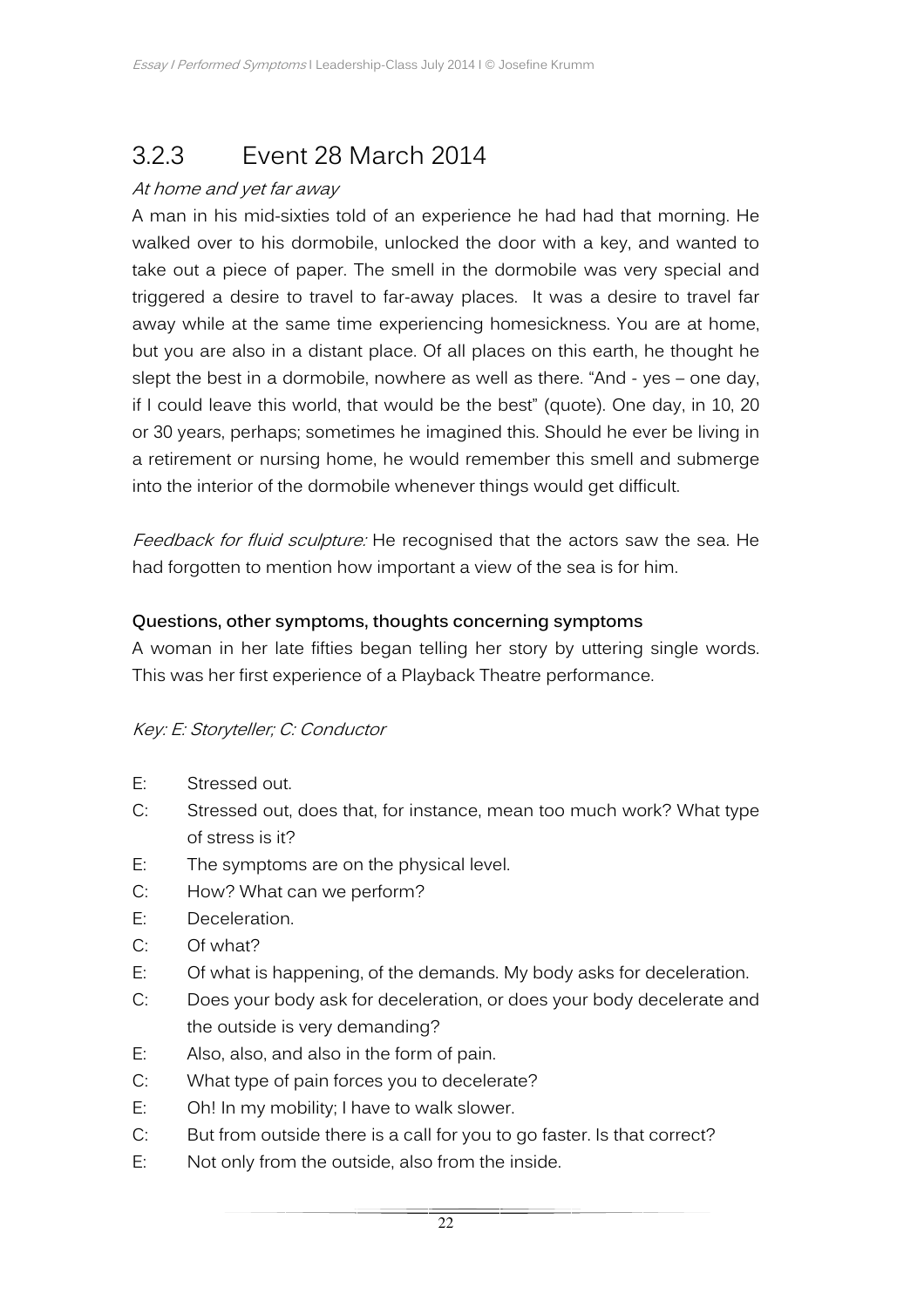### 3.2.3 Event 28 March 2014

*At home and yet far away*

A man in his mid-sixties told of an experience he had had that morning. He walked over to his dormobile, unlocked the door with a key, and wanted to take out a piece of paper. The smell in the dormobile was very special and triggered a desire to travel to far-away places. It was a desire to travel far away while at the same time experiencing homesickness. You are at home, but you are also in a distant place. Of all places on this earth, he thought he slept the best in a dormobile, nowhere as well as there. "And - yes – one day, if I could leave this world, that would be the best" (quote). One day, in 10, 20 or 30 years, perhaps; sometimes he imagined this. Should he ever be living in a retirement or nursing home, he would remember this smell and submerge into the interior of the dormobile whenever things would get difficult.

*Feedback for fluid sculpture:* He recognised that the actors saw the sea. He had forgotten to mention how important a view of the sea is for him.

**Questions, other symptoms, thoughts concerning symptoms**

A woman in her late fifties began telling her story by uttering single words. This was her first experience of a Playback Theatre performance.

*Key: E: Storyteller; C: Conductor*

E: Stressed out.

C: Stressed out, does that, for instance, mean too much work? What type of stress is it?

E: The symptoms are on the physical level.

C: How? What can we perform?

E: Deceleration.

C: Of what?

E: Of what is happening, of the demands. My body asks for deceleration.

C: Does your body ask for deceleration, or does your body decelerate and the outside is very demanding?

E: Also, also, and also in the form of pain.

C: What type of pain forces you to decelerate?

E: Oh! In my mobility; I have to walk slower.

C: But from outside there is a call for you to go faster. Is that correct?

E: Not only from the outside, also from the inside.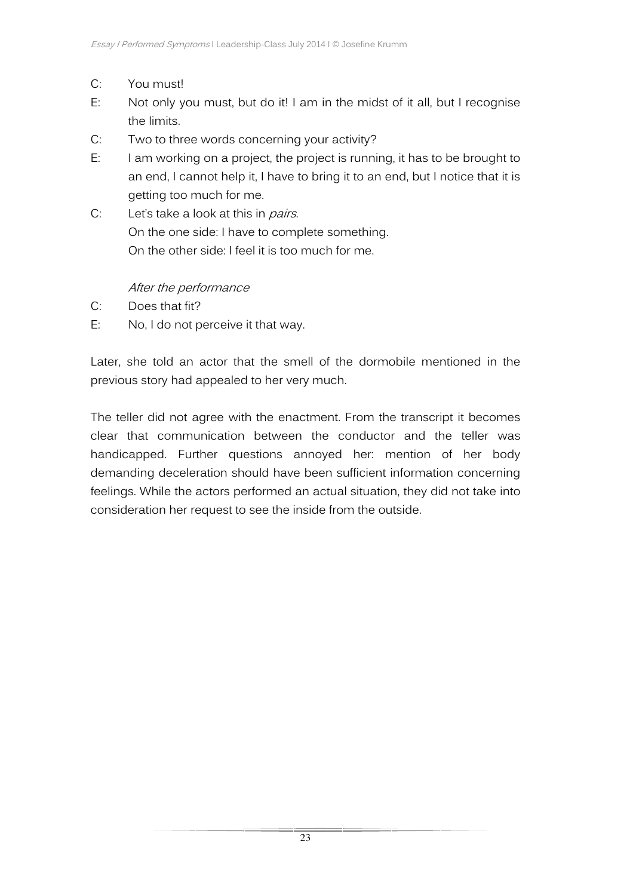C: You must!

E: Not only you must, but do it! I am in the midst of it all, but I recognise the limits.

C: Two to three words concerning your activity?

E: I am working on a project, the project is running, it has to be brought to an end, I cannot help it, I have to bring it to an end, but I notice that it is getting too much for me.

C: Let's take a look at this in *pairs*.
On the one side: I have to complete something.
On the other side: I feel it is too much for me.

*After the performance*

C: Does that fit?

E: No, I do not perceive it that way.

Later, she told an actor that the smell of the dormobile mentioned in the previous story had appealed to her very much.

The teller did not agree with the enactment. From the transcript it becomes clear that communication between the conductor and the teller was handicapped. Further questions annoyed her: mention of her body demanding deceleration should have been sufficient information concerning feelings. While the actors performed an actual situation, they did not take into consideration her request to see the inside from the outside.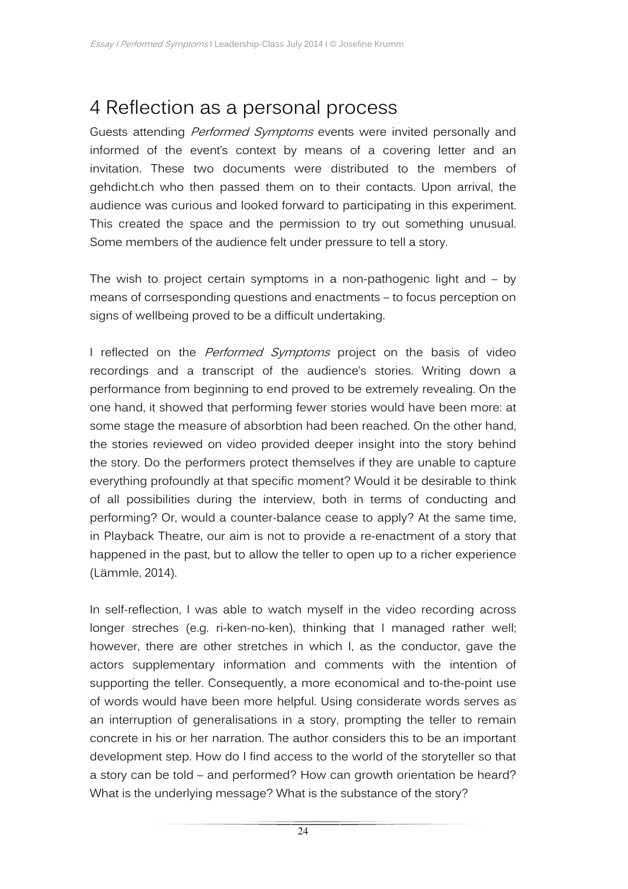# 4 Reflection as a personal process

Guests attending *Performed Symptoms* events were invited personally and informed of the event's context by means of a covering letter and an invitation. These two documents were distributed to the members of gehdicht.ch who then passed them on to their contacts. Upon arrival, the audience was curious and looked forward to participating in this experiment. This created the space and the permission to try out something unusual. Some members of the audience felt under pressure to tell a story.

The wish to project certain symptoms in a non-pathogenic light and – by means of corrsesponding questions and enactments – to focus perception on signs of wellbeing proved to be a difficult undertaking.

I reflected on the *Performed Symptoms* project on the basis of video recordings and a transcript of the audience's stories. Writing down a performance from beginning to end proved to be extremely revealing. On the one hand, it showed that performing fewer stories would have been more: at some stage the measure of absorbtion had been reached. On the other hand, the stories reviewed on video provided deeper insight into the story behind the story. Do the performers protect themselves if they are unable to capture everything profoundly at that specific moment? Would it be desirable to think of all possibilities during the interview, both in terms of conducting and performing? Or, would a counter-balance cease to apply? At the same time, in Playback Theatre, our aim is not to provide a re-enactment of a story that happened in the past, but to allow the teller to open up to a richer experience (Lämmle, 2014).

In self-reflection, I was able to watch myself in the video recording across longer streches (e.g. ri-ken-no-ken), thinking that I managed rather well; however, there are other stretches in which I, as the conductor, gave the actors supplementary information and comments with the intention of supporting the teller. Consequently, a more economical and to-the-point use of words would have been more helpful. Using considerate words serves as an interruption of generalisations in a story, prompting the teller to remain concrete in his or her narration. The author considers this to be an important development step. How do I find access to the world of the storyteller so that a story can be told – and performed? How can growth orientation be heard? What is the underlying message? What is the substance of the story?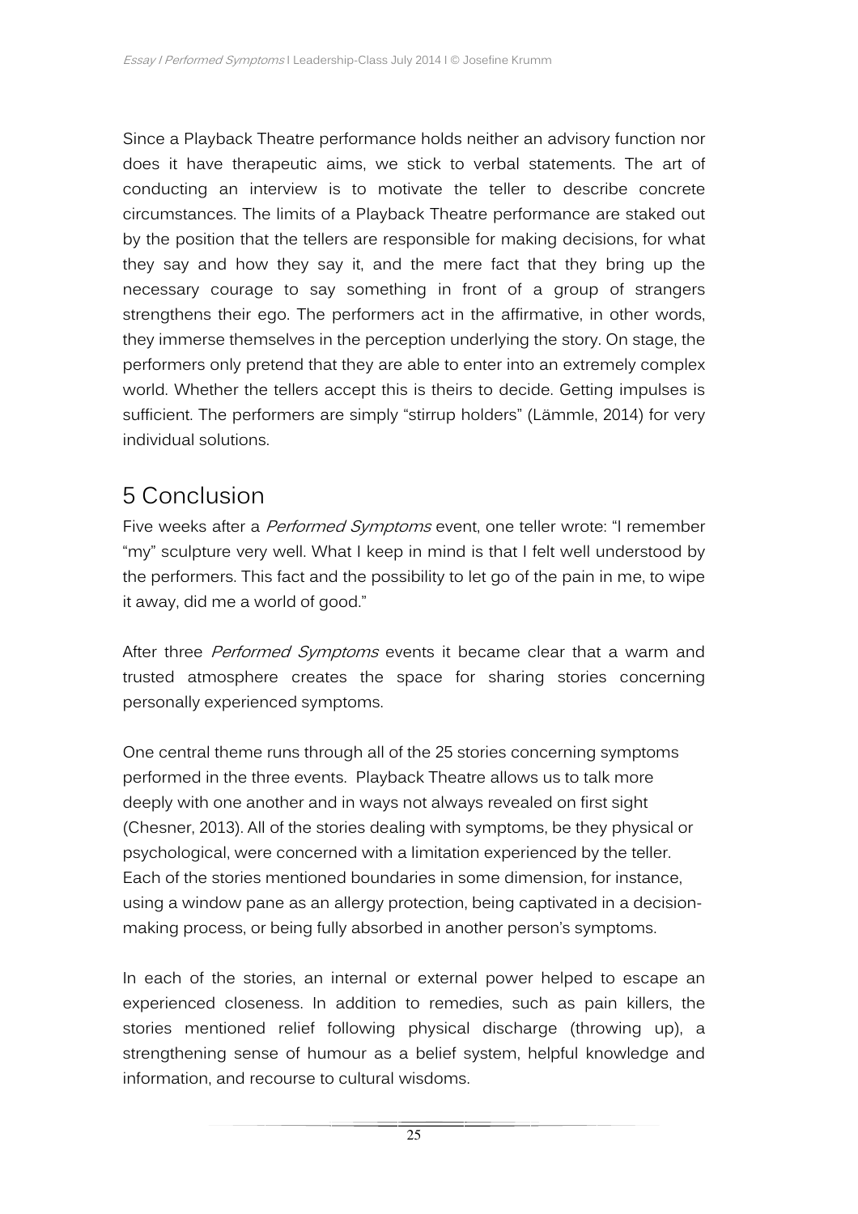Since a Playback Theatre performance holds neither an advisory function nor does it have therapeutic aims, we stick to verbal statements. The art of conducting an interview is to motivate the teller to describe concrete circumstances. The limits of a Playback Theatre performance are staked out by the position that the tellers are responsible for making decisions, for what they say and how they say it, and the mere fact that they bring up the necessary courage to say something in front of a group of strangers strengthens their ego. The performers act in the affirmative, in other words, they immerse themselves in the perception underlying the story. On stage, the performers only pretend that they are able to enter into an extremely complex world. Whether the tellers accept this is theirs to decide. Getting impulses is sufficient. The performers are simply "stirrup holders" (Lämmle, 2014) for very individual solutions.

## 5 Conclusion

Five weeks after a *Performed Symptoms* event, one teller wrote: "I remember "my" sculpture very well. What I keep in mind is that I felt well understood by the performers. This fact and the possibility to let go of the pain in me, to wipe it away, did me a world of good."

After three *Performed Symptoms* events it became clear that a warm and trusted atmosphere creates the space for sharing stories concerning personally experienced symptoms.

One central theme runs through all of the 25 stories concerning symptoms performed in the three events. Playback Theatre allows us to talk more deeply with one another and in ways not always revealed on first sight (Chesner, 2013). All of the stories dealing with symptoms, be they physical or psychological, were concerned with a limitation experienced by the teller. Each of the stories mentioned boundaries in some dimension, for instance, using a window pane as an allergy protection, being captivated in a decision-making process, or being fully absorbed in another person's symptoms.

In each of the stories, an internal or external power helped to escape an experienced closeness. In addition to remedies, such as pain killers, the stories mentioned relief following physical discharge (throwing up), a strengthening sense of humour as a belief system, helpful knowledge and information, and recourse to cultural wisdoms.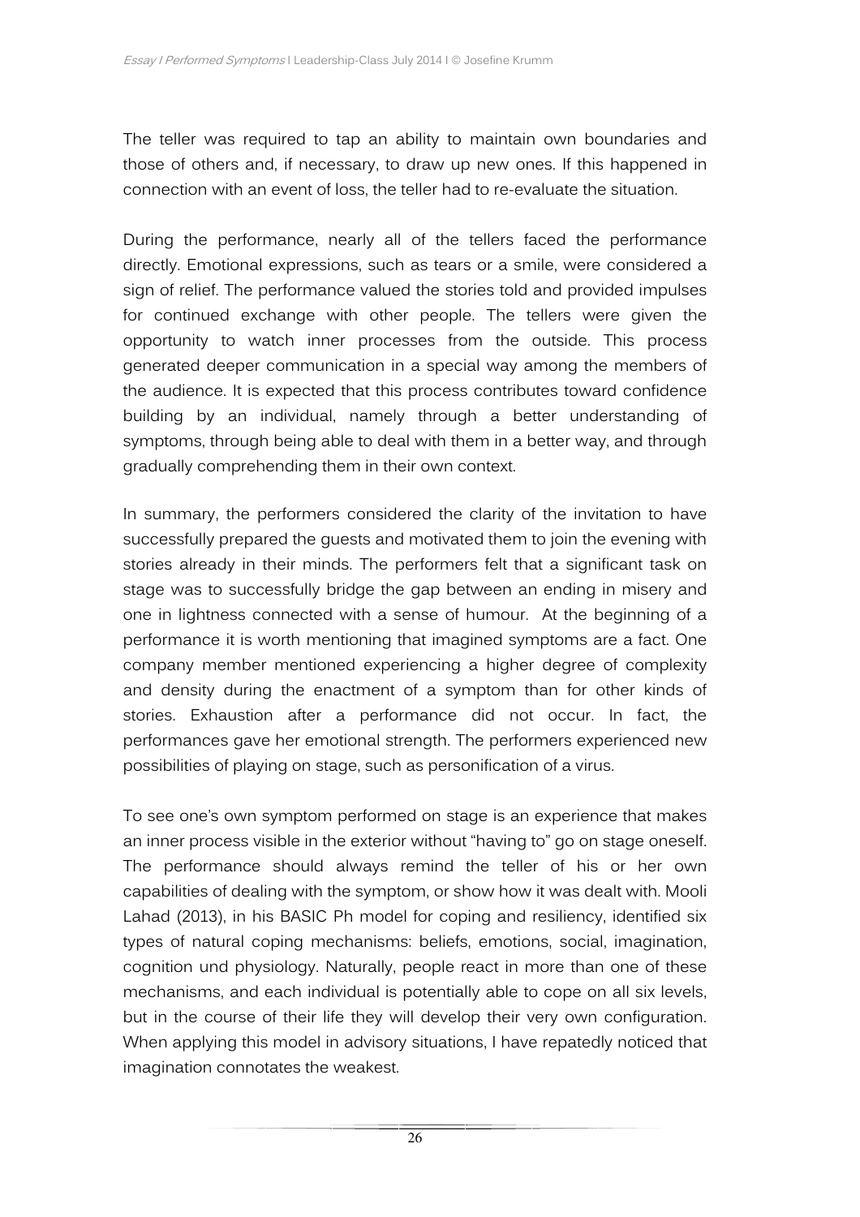The teller was required to tap an ability to maintain own boundaries and those of others and, if necessary, to draw up new ones. If this happened in connection with an event of loss, the teller had to re-evaluate the situation.

During the performance, nearly all of the tellers faced the performance directly. Emotional expressions, such as tears or a smile, were considered a sign of relief. The performance valued the stories told and provided impulses for continued exchange with other people. The tellers were given the opportunity to watch inner processes from the outside. This process generated deeper communication in a special way among the members of the audience. It is expected that this process contributes toward confidence building by an individual, namely through a better understanding of symptoms, through being able to deal with them in a better way, and through gradually comprehending them in their own context.

In summary, the performers considered the clarity of the invitation to have successfully prepared the guests and motivated them to join the evening with stories already in their minds. The performers felt that a significant task on stage was to successfully bridge the gap between an ending in misery and one in lightness connected with a sense of humour. At the beginning of a performance it is worth mentioning that imagined symptoms are a fact. One company member mentioned experiencing a higher degree of complexity and density during the enactment of a symptom than for other kinds of stories. Exhaustion after a performance did not occur. In fact, the performances gave her emotional strength. The performers experienced new possibilities of playing on stage, such as personification of a virus.

To see one's own symptom performed on stage is an experience that makes an inner process visible in the exterior without "having to" go on stage oneself. The performance should always remind the teller of his or her own capabilities of dealing with the symptom, or show how it was dealt with. Mooli Lahad (2013), in his BASIC Ph model for coping and resiliency, identified six types of natural coping mechanisms: beliefs, emotions, social, imagination, cognition und physiology. Naturally, people react in more than one of these mechanisms, and each individual is potentially able to cope on all six levels, but in the course of their life they will develop their very own configuration. When applying this model in advisory situations, I have repatedly noticed that imagination connotates the weakest.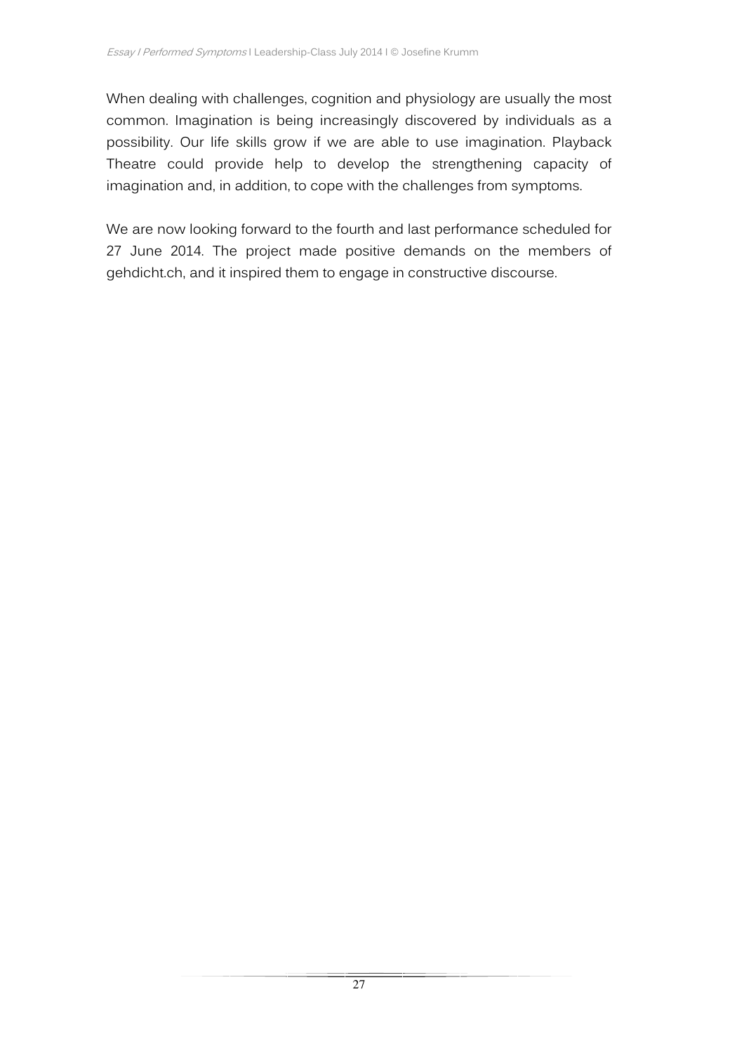When dealing with challenges, cognition and physiology are usually the most common. Imagination is being increasingly discovered by individuals as a possibility. Our life skills grow if we are able to use imagination. Playback Theatre could provide help to develop the strengthening capacity of imagination and, in addition, to cope with the challenges from symptoms.

We are now looking forward to the fourth and last performance scheduled for 27 June 2014. The project made positive demands on the members of gehdicht.ch, and it inspired them to engage in constructive discourse.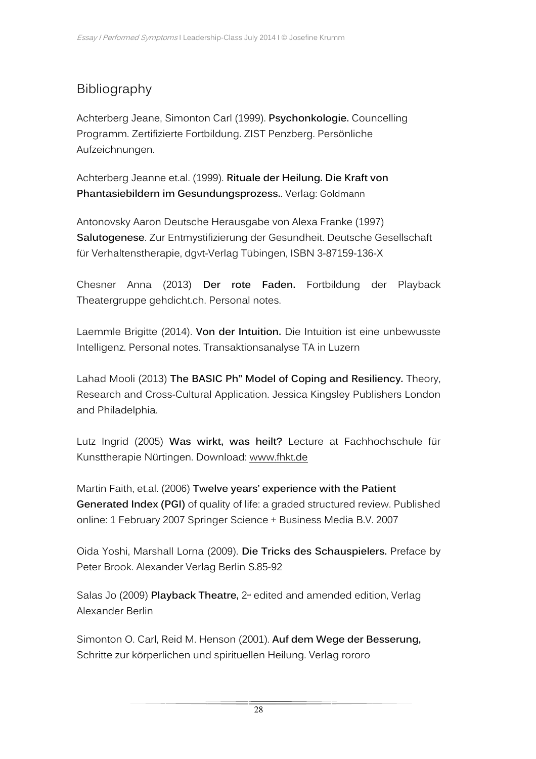## Bibliography

Achterberg Jeane, Simonton Carl (1999). **Psychonkologie.** Councelling Programm. Zertifizierte Fortbildung. ZIST Penzberg. Persönliche Aufzeichnungen.

Achterberg Jeanne et.al. (1999). **Rituale der Heilung. Die Kraft von Phantasiebildern im Gesundungsprozess.**. Verlag: Goldmann

Antonovsky Aaron Deutsche Herausgabe von Alexa Franke (1997) **Salutogenese**. Zur Entmystifizierung der Gesundheit. Deutsche Gesellschaft für Verhaltenstherapie, dgvt-Verlag Tübingen, ISBN 3-87159-136-X

Chesner Anna (2013) **Der rote Faden.** Fortbildung der Playback Theatergruppe gehdicht.ch. Personal notes.

Laemmle Brigitte (2014). **Von der Intuition.** Die Intuition ist eine unbewusste Intelligenz. Personal notes. Transaktionsanalyse TA in Luzern

Lahad Mooli (2013) **The BASIC Ph" Model of Coping and Resiliency.** Theory, Research and Cross-Cultural Application. Jessica Kingsley Publishers London and Philadelphia.

Lutz Ingrid (2005) **Was wirkt, was heilt?** Lecture at Fachhochschule für Kunsttherapie Nürtingen. Download: www.fhkt.de

Martin Faith, et.al. (2006) **Twelve years' experience with the Patient Generated Index (PGI)** of quality of life: a graded structured review. Published online: 1 February 2007 Springer Science + Business Media B.V. 2007

Oida Yoshi, Marshall Lorna (2009). **Die Tricks des Schauspielers.** Preface by Peter Brook. Alexander Verlag Berlin S.85-92

Salas Jo (2009) **Playback Theatre,** 2nd edited and amended edition, Verlag Alexander Berlin

Simonton O. Carl, Reid M. Henson (2001). **Auf dem Wege der Besserung,** Schritte zur körperlichen und spirituellen Heilung. Verlag rororo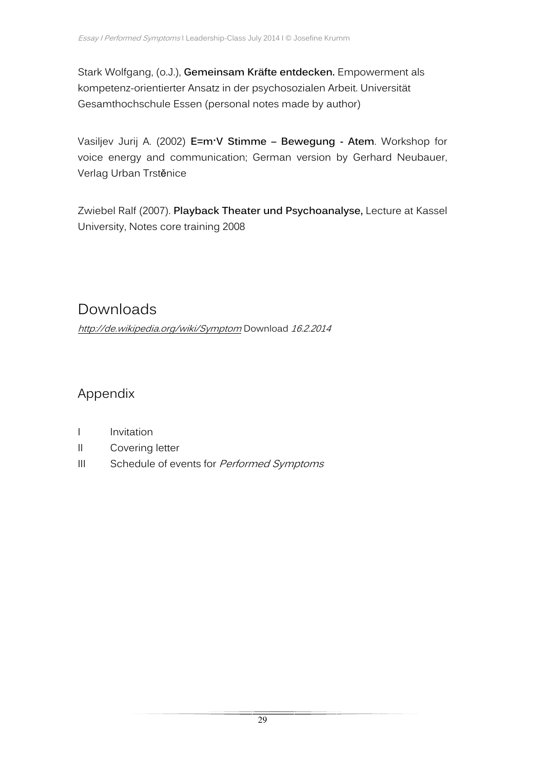Stark Wolfgang, (o.J.), **Gemeinsam Kräfte entdecken.** Empowerment als kompetenz-orientierter Ansatz in der psychosozialen Arbeit. Universität Gesamthochschule Essen (personal notes made by author)

Vasiljev Jurij A. (2002) **E=m·V Stimme – Bewegung - Atem**. Workshop for voice energy and communication; German version by Gerhard Neubauer, Verlag Urban Trstěnice

Zwiebel Ralf (2007). **Playback Theater und Psychoanalyse,** Lecture at Kassel University, Notes core training 2008

## Downloads

*http://de.wikipedia.org/wiki/Symptom* Download *16.2.2014*

## Appendix

I Invitation

II Covering letter

III Schedule of events for *Performed Symptoms*